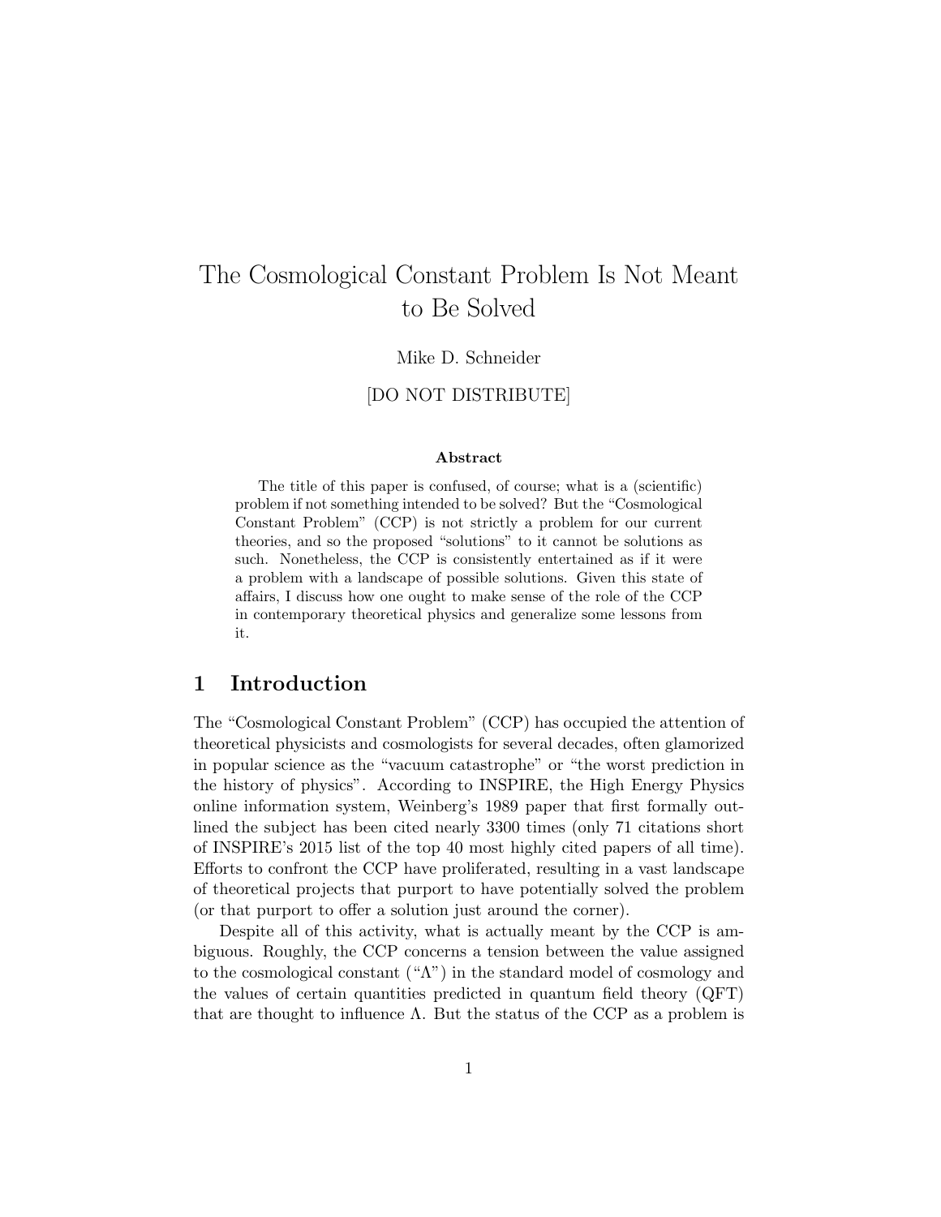# The Cosmological Constant Problem Is Not Meant to Be Solved

Mike D. Schneider

[DO NOT DISTRIBUTE]

### Abstract

The title of this paper is confused, of course; what is a (scientific) problem if not something intended to be solved? But the "Cosmological Constant Problem" (CCP) is not strictly a problem for our current theories, and so the proposed "solutions" to it cannot be solutions as such. Nonetheless, the CCP is consistently entertained as if it were a problem with a landscape of possible solutions. Given this state of affairs, I discuss how one ought to make sense of the role of the CCP in contemporary theoretical physics and generalize some lessons from it.

## 1 Introduction

The "Cosmological Constant Problem" (CCP) has occupied the attention of theoretical physicists and cosmologists for several decades, often glamorized in popular science as the "vacuum catastrophe" or "the worst prediction in the history of physics". According to INSPIRE, the High Energy Physics online information system, Weinberg's 1989 paper that first formally outlined the subject has been cited nearly 3300 times (only 71 citations short of INSPIRE's 2015 list of the top 40 most highly cited papers of all time). Efforts to confront the CCP have proliferated, resulting in a vast landscape of theoretical projects that purport to have potentially solved the problem (or that purport to offer a solution just around the corner).

Despite all of this activity, what is actually meant by the CCP is ambiguous. Roughly, the CCP concerns a tension between the value assigned to the cosmological constant ("$\Lambda$") in the standard model of cosmology and the values of certain quantities predicted in quantum field theory (QFT) that are thought to influence $\Lambda$. But the status of the CCP as a problem is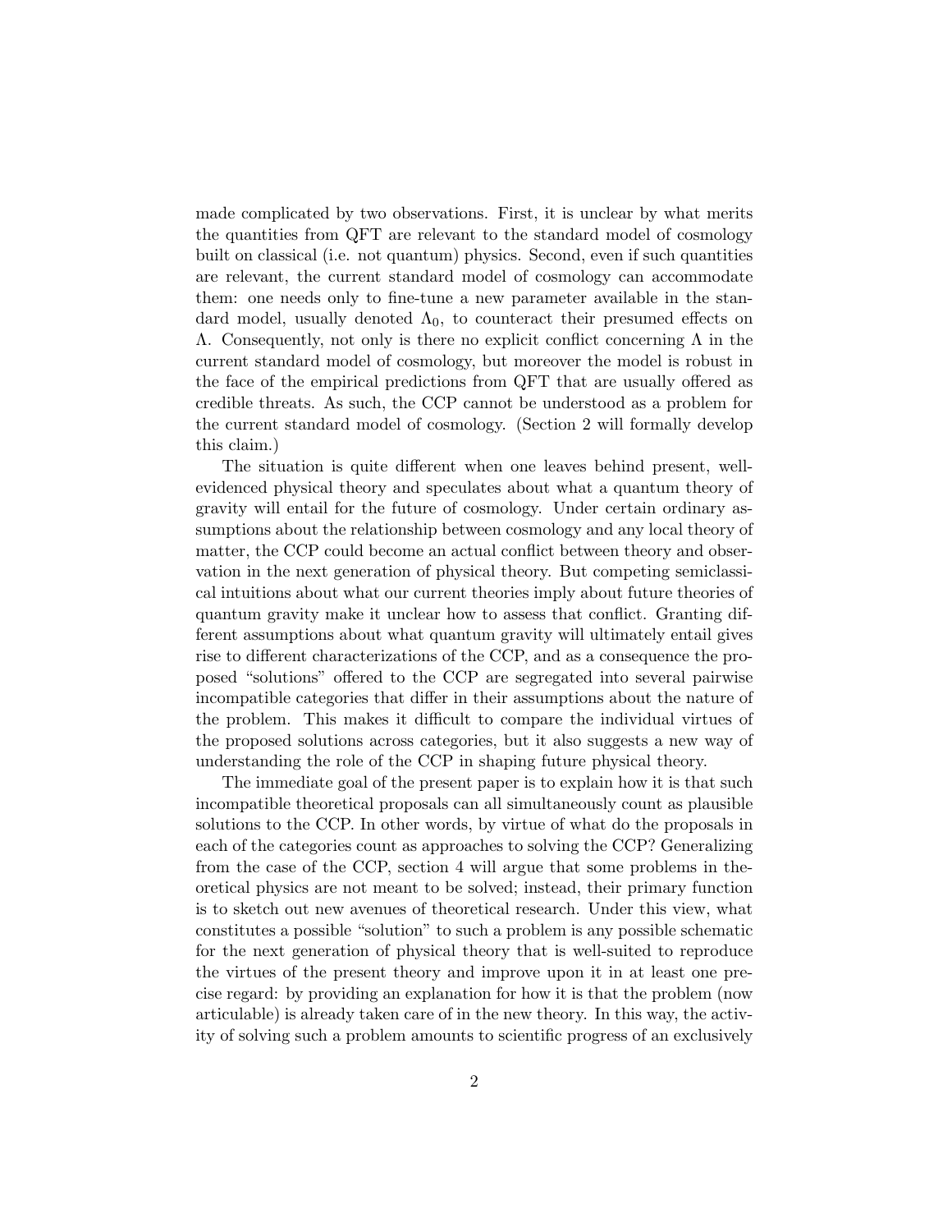made complicated by two observations. First, it is unclear by what merits the quantities from QFT are relevant to the standard model of cosmology built on classical (i.e. not quantum) physics. Second, even if such quantities are relevant, the current standard model of cosmology can accommodate them: one needs only to fine-tune a new parameter available in the standard model, usually denoted $\Lambda_0$, to counteract their presumed effects on $\Lambda$. Consequently, not only is there no explicit conflict concerning $\Lambda$ in the current standard model of cosmology, but moreover the model is robust in the face of the empirical predictions from QFT that are usually offered as credible threats. As such, the CCP cannot be understood as a problem for the current standard model of cosmology. (Section 2 will formally develop this claim.)

The situation is quite different when one leaves behind present, well-evidenced physical theory and speculates about what a quantum theory of gravity will entail for the future of cosmology. Under certain ordinary assumptions about the relationship between cosmology and any local theory of matter, the CCP could become an actual conflict between theory and observation in the next generation of physical theory. But competing semiclassical intuitions about what our current theories imply about future theories of quantum gravity make it unclear how to assess that conflict. Granting different assumptions about what quantum gravity will ultimately entail gives rise to different characterizations of the CCP, and as a consequence the proposed "solutions" offered to the CCP are segregated into several pairwise incompatible categories that differ in their assumptions about the nature of the problem. This makes it difficult to compare the individual virtues of the proposed solutions across categories, but it also suggests a new way of understanding the role of the CCP in shaping future physical theory.

The immediate goal of the present paper is to explain how it is that such incompatible theoretical proposals can all simultaneously count as plausible solutions to the CCP. In other words, by virtue of what do the proposals in each of the categories count as approaches to solving the CCP? Generalizing from the case of the CCP, section 4 will argue that some problems in theoretical physics are not meant to be solved; instead, their primary function is to sketch out new avenues of theoretical research. Under this view, what constitutes a possible "solution" to such a problem is any possible schematic for the next generation of physical theory that is well-suited to reproduce the virtues of the present theory and improve upon it in at least one precise regard: by providing an explanation for how it is that the problem (now articulable) is already taken care of in the new theory. In this way, the activity of solving such a problem amounts to scientific progress of an exclusively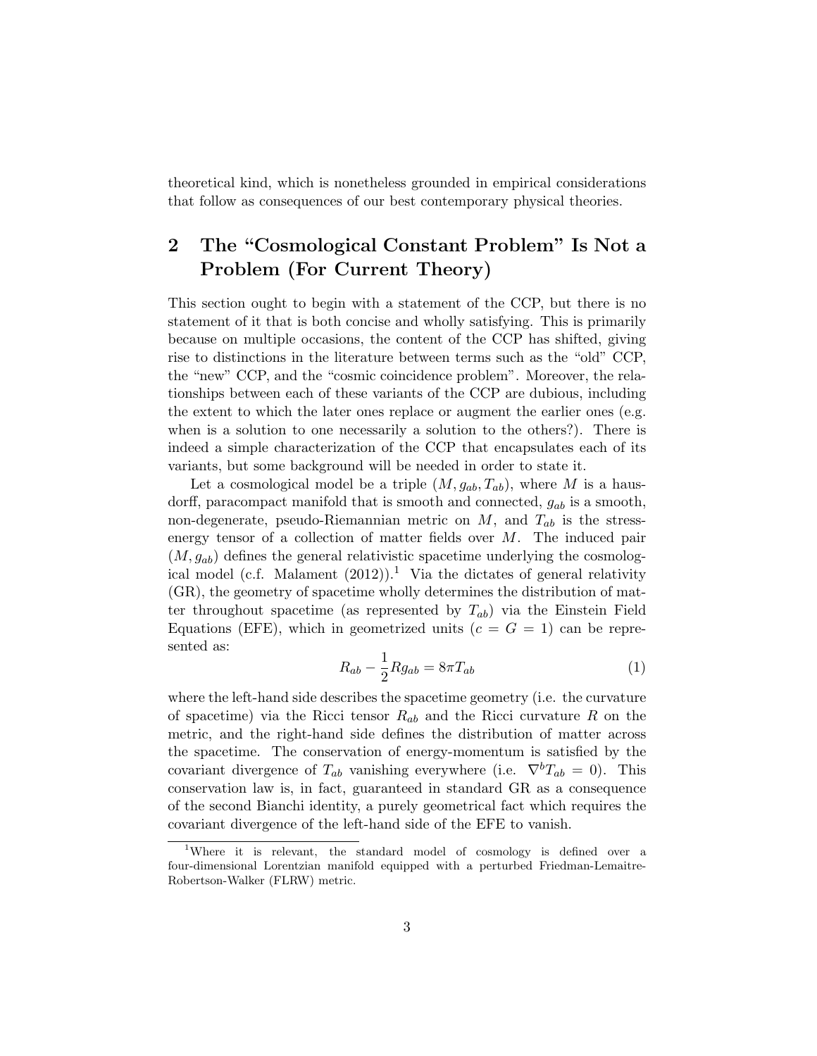theoretical kind, which is nonetheless grounded in empirical considerations that follow as consequences of our best contemporary physical theories.

## 2 The "Cosmological Constant Problem" Is Not a Problem (For Current Theory)

This section ought to begin with a statement of the CCP, but there is no statement of it that is both concise and wholly satisfying. This is primarily because on multiple occasions, the content of the CCP has shifted, giving rise to distinctions in the literature between terms such as the "old" CCP, the "new" CCP, and the "cosmic coincidence problem". Moreover, the relationships between each of these variants of the CCP are dubious, including the extent to which the later ones replace or augment the earlier ones (e.g. when is a solution to one necessarily a solution to the others?). There is indeed a simple characterization of the CCP that encapsulates each of its variants, but some background will be needed in order to state it.

Let a cosmological model be a triple $(M, g_{ab}, T_{ab})$, where $M$ is a hausdorff, paracompact manifold that is smooth and connected, $g_{ab}$ is a smooth, non-degenerate, pseudo-Riemannian metric on $M$, and $T_{ab}$ is the stress-energy tensor of a collection of matter fields over $M$. The induced pair $(M, g_{ab})$ defines the general relativistic spacetime underlying the cosmological model (c.f. Malament (2012)).[1] Via the dictates of general relativity (GR), the geometry of spacetime wholly determines the distribution of matter throughout spacetime (as represented by $T_{ab}$) via the Einstein Field Equations (EFE), which in geometrized units ($c = G = 1$) can be represented as:

$$R_{ab} - \frac{1}{2}Rg_{ab} = 8\pi T_{ab} \tag{1}$$

where the left-hand side describes the spacetime geometry (i.e. the curvature of spacetime) via the Ricci tensor $R_{ab}$ and the Ricci curvature $R$ on the metric, and the right-hand side defines the distribution of matter across the spacetime. The conservation of energy-momentum is satisfied by the covariant divergence of $T_{ab}$ vanishing everywhere (i.e. $\nabla^b T_{ab} = 0$). This conservation law is, in fact, guaranteed in standard GR as a consequence of the second Bianchi identity, a purely geometrical fact which requires the covariant divergence of the left-hand side of the EFE to vanish.

[1] Where it is relevant, the standard model of cosmology is defined over a four-dimensional Lorentzian manifold equipped with a perturbed Friedman-Lemaitre-Robertson-Walker (FLRW) metric.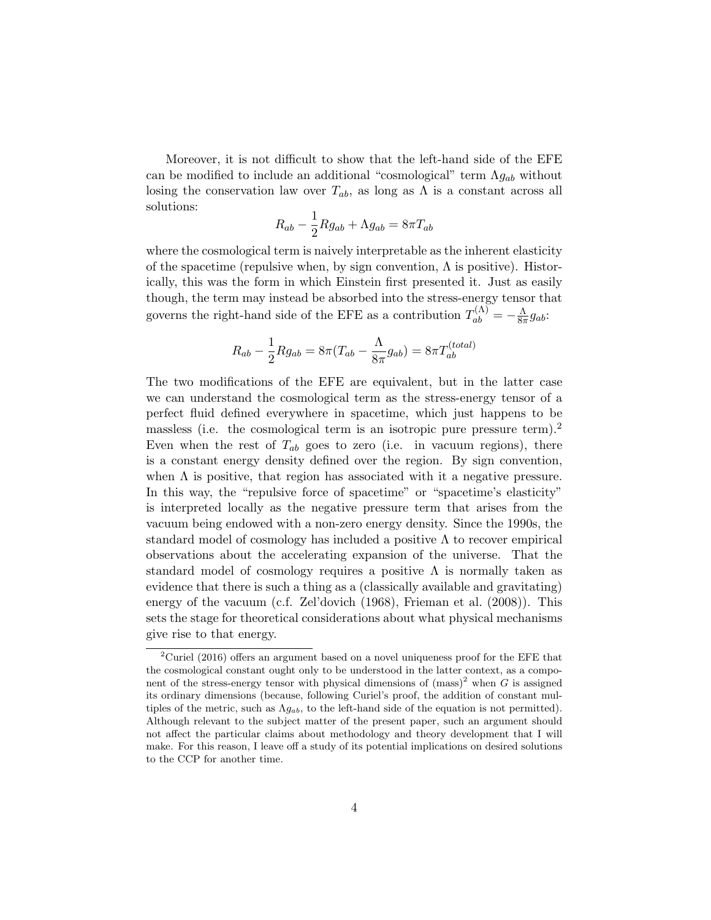Moreover, it is not difficult to show that the left-hand side of the EFE can be modified to include an additional "cosmological" term $\Lambda g_{ab}$ without losing the conservation law over $T_{ab}$, as long as $\Lambda$ is a constant across all solutions:

$$R_{ab} - \frac{1}{2}Rg_{ab} + \Lambda g_{ab} = 8\pi T_{ab}$$

where the cosmological term is naively interpretable as the inherent elasticity of the spacetime (repulsive when, by sign convention, $\Lambda$ is positive). Historically, this was the form in which Einstein first presented it. Just as easily though, the term may instead be absorbed into the stress-energy tensor that governs the right-hand side of the EFE as a contribution $T_{ab}^{(\Lambda)} = -\frac{\Lambda}{8\pi}g_{ab}$:

$$R_{ab} - \frac{1}{2}Rg_{ab} = 8\pi(T_{ab} - \frac{\Lambda}{8\pi}g_{ab}) = 8\pi T_{ab}^{(total)}$$

The two modifications of the EFE are equivalent, but in the latter case we can understand the cosmological term as the stress-energy tensor of a perfect fluid defined everywhere in spacetime, which just happens to be massless (i.e. the cosmological term is an isotropic pure pressure term).[2] Even when the rest of $T_{ab}$ goes to zero (i.e. in vacuum regions), there is a constant energy density defined over the region. By sign convention, when $\Lambda$ is positive, that region has associated with it a negative pressure. In this way, the "repulsive force of spacetime" or "spacetime's elasticity" is interpreted locally as the negative pressure term that arises from the vacuum being endowed with a non-zero energy density. Since the 1990s, the standard model of cosmology has included a positive $\Lambda$ to recover empirical observations about the accelerating expansion of the universe. That the standard model of cosmology requires a positive $\Lambda$ is normally taken as evidence that there is such a thing as a (classically available and gravitating) energy of the vacuum (c.f. Zel'dovich (1968), Frieman et al. (2008)). This sets the stage for theoretical considerations about what physical mechanisms give rise to that energy.

[2] Curiel (2016) offers an argument based on a novel uniqueness proof for the EFE that the cosmological constant ought only to be understood in the latter context, as a component of the stress-energy tensor with physical dimensions of $(\text{mass})^2$ when $G$ is assigned its ordinary dimensions (because, following Curiel's proof, the addition of constant multiples of the metric, such as $\Lambda g_{ab}$, to the left-hand side of the equation is not permitted). Although relevant to the subject matter of the present paper, such an argument should not affect the particular claims about methodology and theory development that I will make. For this reason, I leave off a study of its potential implications on desired solutions to the CCP for another time.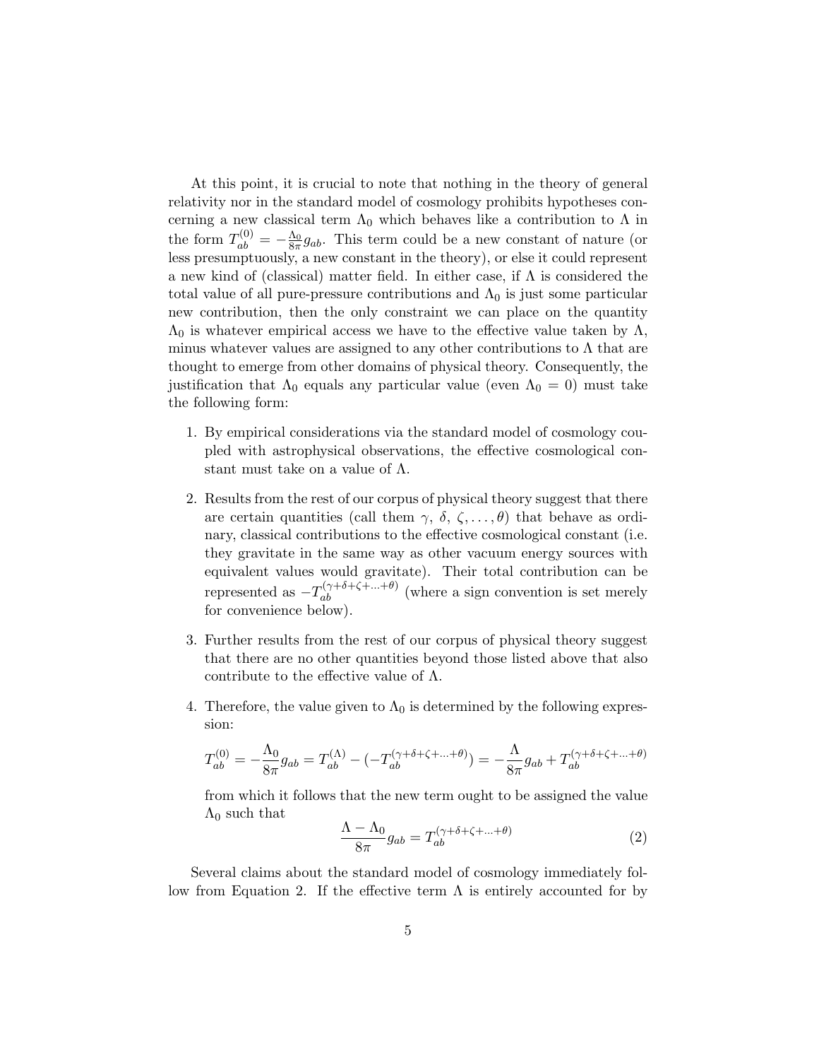At this point, it is crucial to note that nothing in the theory of general relativity nor in the standard model of cosmology prohibits hypotheses concerning a new classical term $\Lambda_0$ which behaves like a contribution to $\Lambda$ in the form $T_{ab}^{(0)} = -\frac{\Lambda_0}{8\pi} g_{ab}$. This term could be a new constant of nature (or less presumptuously, a new constant in the theory), or else it could represent a new kind of (classical) matter field. In either case, if $\Lambda$ is considered the total value of all pure-pressure contributions and $\Lambda_0$ is just some particular new contribution, then the only constraint we can place on the quantity $\Lambda_0$ is whatever empirical access we have to the effective value taken by $\Lambda$, minus whatever values are assigned to any other contributions to $\Lambda$ that are thought to emerge from other domains of physical theory. Consequently, the justification that $\Lambda_0$ equals any particular value (even $\Lambda_0 = 0$) must take the following form:

1. By empirical considerations via the standard model of cosmology coupled with astrophysical observations, the effective cosmological constant must take on a value of $\Lambda$.
2. Results from the rest of our corpus of physical theory suggest that there are certain quantities (call them $\gamma$, $\delta$, $\zeta, \ldots, \theta$) that behave as ordinary, classical contributions to the effective cosmological constant (i.e. they gravitate in the same way as other vacuum energy sources with equivalent values would gravitate). Their total contribution can be represented as $-T_{ab}^{(\gamma+\delta+\zeta+\ldots+\theta)}$ (where a sign convention is set merely for convenience below).
3. Further results from the rest of our corpus of physical theory suggest that there are no other quantities beyond those listed above that also contribute to the effective value of $\Lambda$.
4. Therefore, the value given to $\Lambda_0$ is determined by the following expression:

$$T_{ab}^{(0)} = -\frac{\Lambda_0}{8\pi} g_{ab} = T_{ab}^{(\Lambda)} - (-T_{ab}^{(\gamma+\delta+\zeta+\ldots+\theta)}) = -\frac{\Lambda}{8\pi} g_{ab} + T_{ab}^{(\gamma+\delta+\zeta+\ldots+\theta)}$$

   from which it follows that the new term ought to be assigned the value $\Lambda_0$ such that

$$\frac{\Lambda - \Lambda_0}{8\pi} g_{ab} = T_{ab}^{(\gamma+\delta+\zeta+\ldots+\theta)} \tag{2}$$

Several claims about the standard model of cosmology immediately follow from Equation 2. If the effective term $\Lambda$ is entirely accounted for by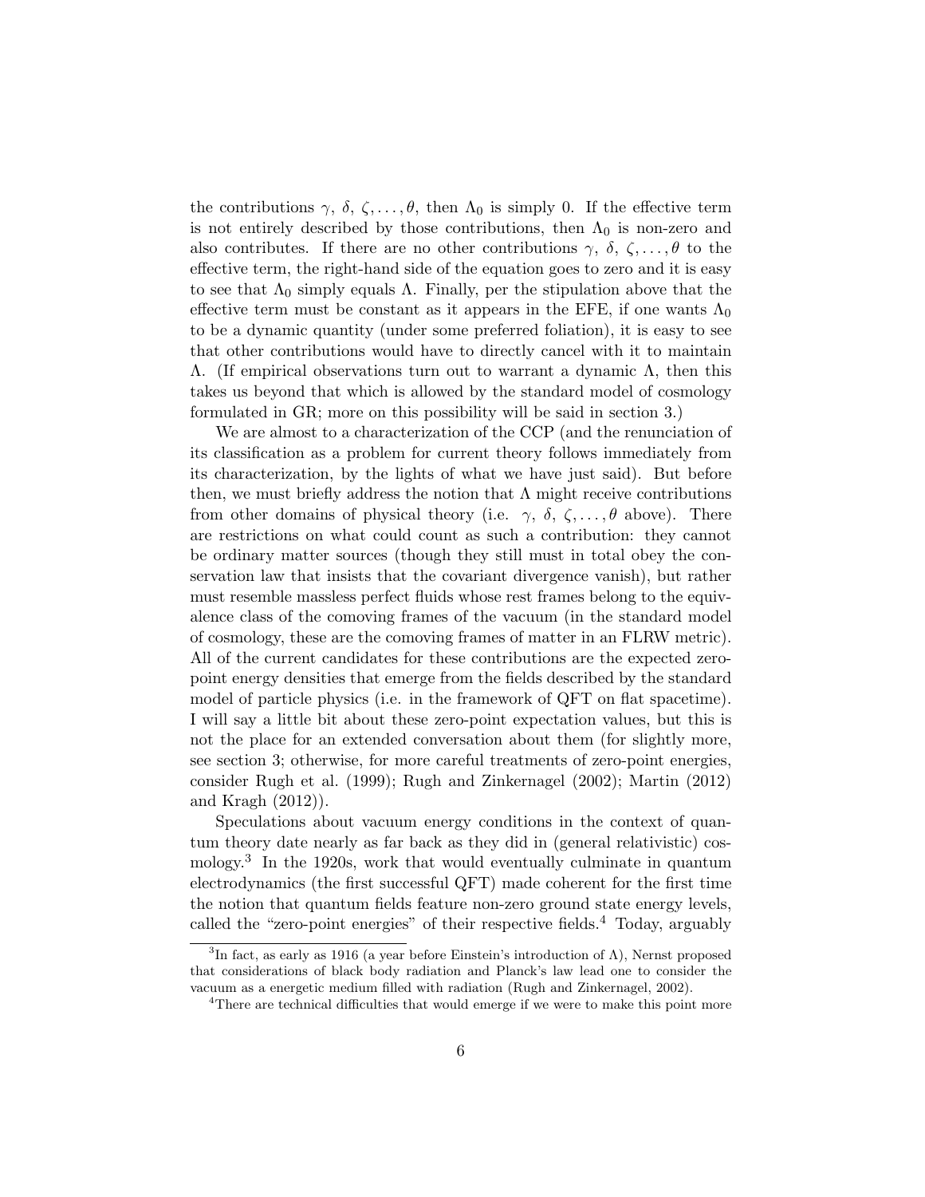the contributions $\gamma$, $\delta$, $\zeta, \ldots, \theta$, then $\Lambda_0$ is simply 0. If the effective term is not entirely described by those contributions, then $\Lambda_0$ is non-zero and also contributes. If there are no other contributions $\gamma$, $\delta$, $\zeta, \ldots, \theta$ to the effective term, the right-hand side of the equation goes to zero and it is easy to see that $\Lambda_0$ simply equals $\Lambda$. Finally, per the stipulation above that the effective term must be constant as it appears in the EFE, if one wants $\Lambda_0$ to be a dynamic quantity (under some preferred foliation), it is easy to see that other contributions would have to directly cancel with it to maintain $\Lambda$. (If empirical observations turn out to warrant a dynamic $\Lambda$, then this takes us beyond that which is allowed by the standard model of cosmology formulated in GR; more on this possibility will be said in section 3.)

We are almost to a characterization of the CCP (and the renunciation of its classification as a problem for current theory follows immediately from its characterization, by the lights of what we have just said). But before then, we must briefly address the notion that $\Lambda$ might receive contributions from other domains of physical theory (i.e. $\gamma$, $\delta$, $\zeta, \ldots, \theta$ above). There are restrictions on what could count as such a contribution: they cannot be ordinary matter sources (though they still must in total obey the conservation law that insists that the covariant divergence vanish), but rather must resemble massless perfect fluids whose rest frames belong to the equivalence class of the comoving frames of the vacuum (in the standard model of cosmology, these are the comoving frames of matter in an FLRW metric). All of the current candidates for these contributions are the expected zero-point energy densities that emerge from the fields described by the standard model of particle physics (i.e. in the framework of QFT on flat spacetime). I will say a little bit about these zero-point expectation values, but this is not the place for an extended conversation about them (for slightly more, see section 3; otherwise, for more careful treatments of zero-point energies, consider Rugh et al. (1999); Rugh and Zinkernagel (2002); Martin (2012) and Kragh (2012)).

Speculations about vacuum energy conditions in the context of quantum theory date nearly as far back as they did in (general relativistic) cosmology.[3] In the 1920s, work that would eventually culminate in quantum electrodynamics (the first successful QFT) made coherent for the first time the notion that quantum fields feature non-zero ground state energy levels, called the "zero-point energies" of their respective fields.[4] Today, arguably

[3] In fact, as early as 1916 (a year before Einstein's introduction of $\Lambda$), Nernst proposed that considerations of black body radiation and Planck's law lead one to consider the vacuum as a energetic medium filled with radiation (Rugh and Zinkernagel, 2002).

[4] There are technical difficulties that would emerge if we were to make this point more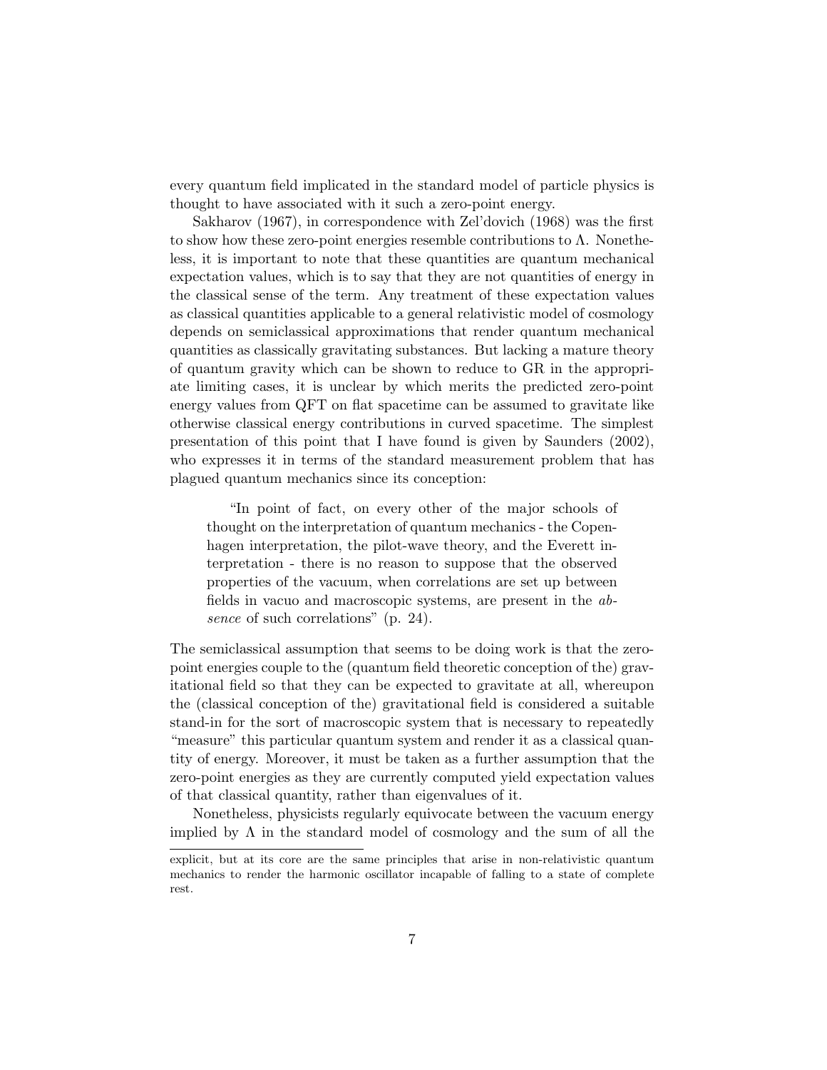every quantum field implicated in the standard model of particle physics is thought to have associated with it such a zero-point energy.

Sakharov (1967), in correspondence with Zel'dovich (1968) was the first to show how these zero-point energies resemble contributions to $\Lambda$. Nonetheless, it is important to note that these quantities are quantum mechanical expectation values, which is to say that they are not quantities of energy in the classical sense of the term. Any treatment of these expectation values as classical quantities applicable to a general relativistic model of cosmology depends on semiclassical approximations that render quantum mechanical quantities as classically gravitating substances. But lacking a mature theory of quantum gravity which can be shown to reduce to GR in the appropriate limiting cases, it is unclear by which merits the predicted zero-point energy values from QFT on flat spacetime can be assumed to gravitate like otherwise classical energy contributions in curved spacetime. The simplest presentation of this point that I have found is given by Saunders (2002), who expresses it in terms of the standard measurement problem that has plagued quantum mechanics since its conception:

> "In point of fact, on every other of the major schools of thought on the interpretation of quantum mechanics - the Copenhagen interpretation, the pilot-wave theory, and the Everett interpretation - there is no reason to suppose that the observed properties of the vacuum, when correlations are set up between fields in vacuo and macroscopic systems, are present in the *absence* of such correlations" (p. 24).

The semiclassical assumption that seems to be doing work is that the zero-point energies couple to the (quantum field theoretic conception of the) gravitational field so that they can be expected to gravitate at all, whereupon the (classical conception of the) gravitational field is considered a suitable stand-in for the sort of macroscopic system that is necessary to repeatedly "measure" this particular quantum system and render it as a classical quantity of energy. Moreover, it must be taken as a further assumption that the zero-point energies as they are currently computed yield expectation values of that classical quantity, rather than eigenvalues of it.

Nonetheless, physicists regularly equivocate between the vacuum energy implied by $\Lambda$ in the standard model of cosmology and the sum of all the

---

explicit, but at its core are the same principles that arise in non-relativistic quantum mechanics to render the harmonic oscillator incapable of falling to a state of complete rest.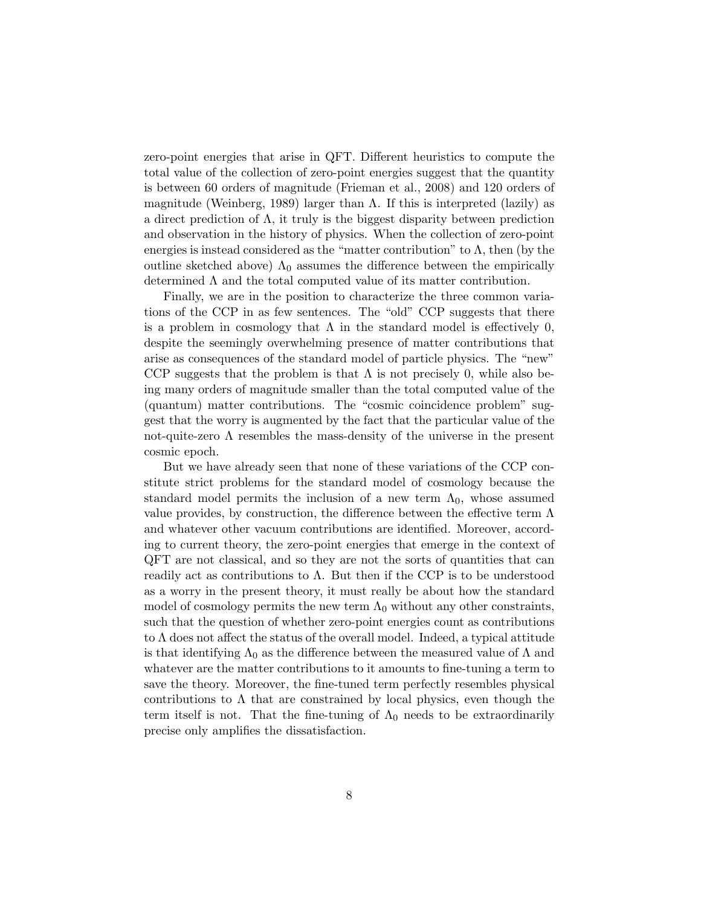zero-point energies that arise in QFT. Different heuristics to compute the total value of the collection of zero-point energies suggest that the quantity is between 60 orders of magnitude (Frieman et al., 2008) and 120 orders of magnitude (Weinberg, 1989) larger than $\Lambda$. If this is interpreted (lazily) as a direct prediction of $\Lambda$, it truly is the biggest disparity between prediction and observation in the history of physics. When the collection of zero-point energies is instead considered as the "matter contribution" to $\Lambda$, then (by the outline sketched above) $\Lambda_0$ assumes the difference between the empirically determined $\Lambda$ and the total computed value of its matter contribution.

Finally, we are in the position to characterize the three common variations of the CCP in as few sentences. The "old" CCP suggests that there is a problem in cosmology that $\Lambda$ in the standard model is effectively 0, despite the seemingly overwhelming presence of matter contributions that arise as consequences of the standard model of particle physics. The "new" CCP suggests that the problem is that $\Lambda$ is not precisely 0, while also being many orders of magnitude smaller than the total computed value of the (quantum) matter contributions. The "cosmic coincidence problem" suggest that the worry is augmented by the fact that the particular value of the not-quite-zero $\Lambda$ resembles the mass-density of the universe in the present cosmic epoch.

But we have already seen that none of these variations of the CCP constitute strict problems for the standard model of cosmology because the standard model permits the inclusion of a new term $\Lambda_0$, whose assumed value provides, by construction, the difference between the effective term $\Lambda$ and whatever other vacuum contributions are identified. Moreover, according to current theory, the zero-point energies that emerge in the context of QFT are not classical, and so they are not the sorts of quantities that can readily act as contributions to $\Lambda$. But then if the CCP is to be understood as a worry in the present theory, it must really be about how the standard model of cosmology permits the new term $\Lambda_0$ without any other constraints, such that the question of whether zero-point energies count as contributions to $\Lambda$ does not affect the status of the overall model. Indeed, a typical attitude is that identifying $\Lambda_0$ as the difference between the measured value of $\Lambda$ and whatever are the matter contributions to it amounts to fine-tuning a term to save the theory. Moreover, the fine-tuned term perfectly resembles physical contributions to $\Lambda$ that are constrained by local physics, even though the term itself is not. That the fine-tuning of $\Lambda_0$ needs to be extraordinarily precise only amplifies the dissatisfaction.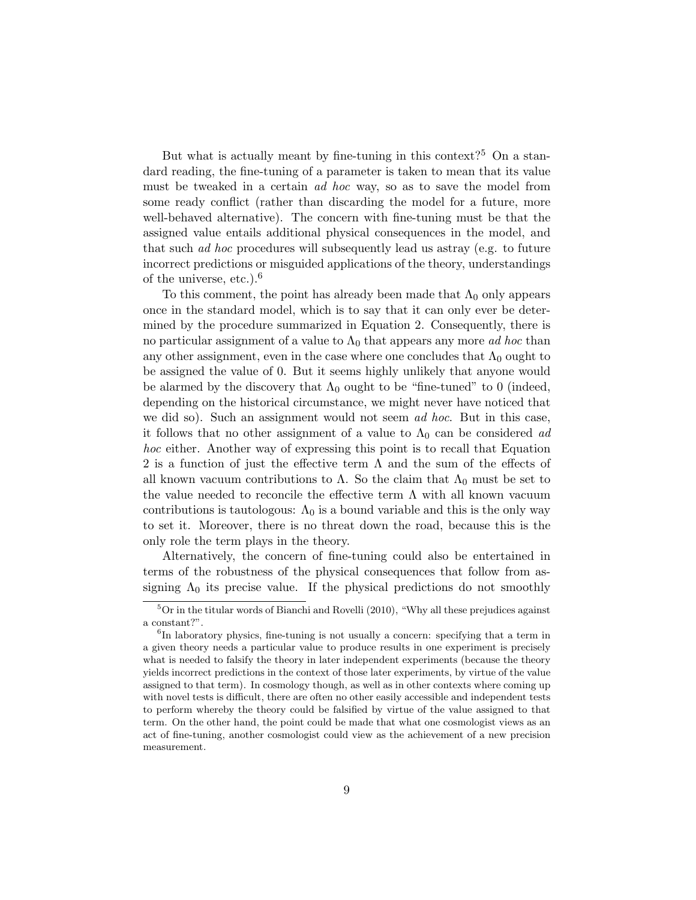But what is actually meant by fine-tuning in this context?[5] On a standard reading, the fine-tuning of a parameter is taken to mean that its value must be tweaked in a certain *ad hoc* way, so as to save the model from some ready conflict (rather than discarding the model for a future, more well-behaved alternative). The concern with fine-tuning must be that the assigned value entails additional physical consequences in the model, and that such *ad hoc* procedures will subsequently lead us astray (e.g. to future incorrect predictions or misguided applications of the theory, understandings of the universe, etc.).[6]

To this comment, the point has already been made that $\Lambda_0$ only appears once in the standard model, which is to say that it can only ever be determined by the procedure summarized in Equation 2. Consequently, there is no particular assignment of a value to $\Lambda_0$ that appears any more *ad hoc* than any other assignment, even in the case where one concludes that $\Lambda_0$ ought to be assigned the value of 0. But it seems highly unlikely that anyone would be alarmed by the discovery that $\Lambda_0$ ought to be "fine-tuned" to 0 (indeed, depending on the historical circumstance, we might never have noticed that we did so). Such an assignment would not seem *ad hoc*. But in this case, it follows that no other assignment of a value to $\Lambda_0$ can be considered *ad hoc* either. Another way of expressing this point is to recall that Equation 2 is a function of just the effective term $\Lambda$ and the sum of the effects of all known vacuum contributions to $\Lambda$. So the claim that $\Lambda_0$ must be set to the value needed to reconcile the effective term $\Lambda$ with all known vacuum contributions is tautologous: $\Lambda_0$ is a bound variable and this is the only way to set it. Moreover, there is no threat down the road, because this is the only role the term plays in the theory.

Alternatively, the concern of fine-tuning could also be entertained in terms of the robustness of the physical consequences that follow from assigning $\Lambda_0$ its precise value. If the physical predictions do not smoothly

[5] Or in the titular words of Bianchi and Rovelli (2010), "Why all these prejudices against a constant?".

[6] In laboratory physics, fine-tuning is not usually a concern: specifying that a term in a given theory needs a particular value to produce results in one experiment is precisely what is needed to falsify the theory in later independent experiments (because the theory yields incorrect predictions in the context of those later experiments, by virtue of the value assigned to that term). In cosmology though, as well as in other contexts where coming up with novel tests is difficult, there are often no other easily accessible and independent tests to perform whereby the theory could be falsified by virtue of the value assigned to that term. On the other hand, the point could be made that what one cosmologist views as an act of fine-tuning, another cosmologist could view as the achievement of a new precision measurement.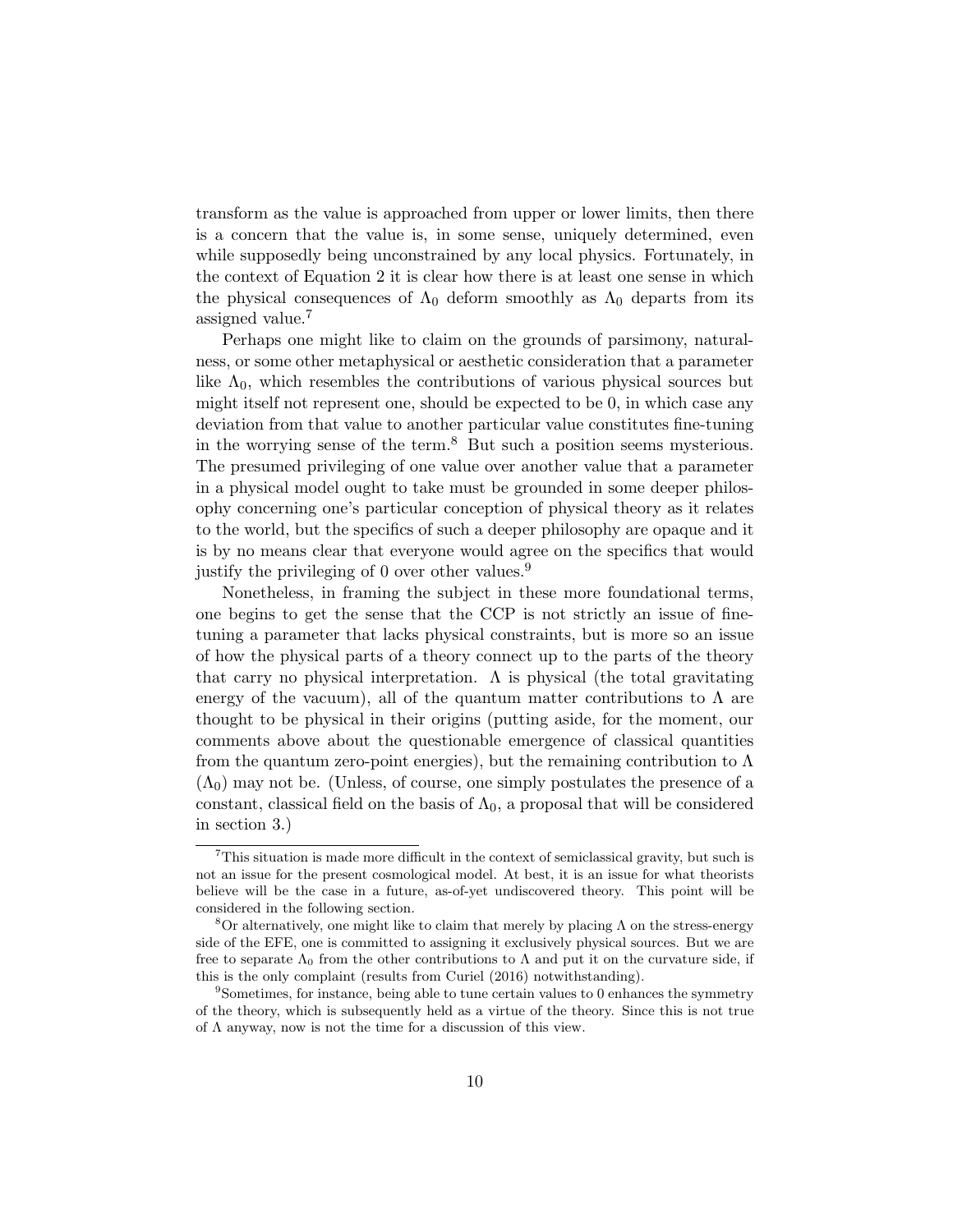transform as the value is approached from upper or lower limits, then there is a concern that the value is, in some sense, uniquely determined, even while supposedly being unconstrained by any local physics. Fortunately, in the context of Equation 2 it is clear how there is at least one sense in which the physical consequences of $\Lambda_0$ deform smoothly as $\Lambda_0$ departs from its assigned value.[7]

Perhaps one might like to claim on the grounds of parsimony, naturalness, or some other metaphysical or aesthetic consideration that a parameter like $\Lambda_0$, which resembles the contributions of various physical sources but might itself not represent one, should be expected to be 0, in which case any deviation from that value to another particular value constitutes fine-tuning in the worrying sense of the term.[8] But such a position seems mysterious. The presumed privileging of one value over another value that a parameter in a physical model ought to take must be grounded in some deeper philosophy concerning one's particular conception of physical theory as it relates to the world, but the specifics of such a deeper philosophy are opaque and it is by no means clear that everyone would agree on the specifics that would justify the privileging of 0 over other values.[9]

Nonetheless, in framing the subject in these more foundational terms, one begins to get the sense that the CCP is not strictly an issue of fine-tuning a parameter that lacks physical constraints, but is more so an issue of how the physical parts of a theory connect up to the parts of the theory that carry no physical interpretation. $\Lambda$ is physical (the total gravitating energy of the vacuum), all of the quantum matter contributions to $\Lambda$ are thought to be physical in their origins (putting aside, for the moment, our comments above about the questionable emergence of classical quantities from the quantum zero-point energies), but the remaining contribution to $\Lambda$ ($\Lambda_0$) may not be. (Unless, of course, one simply postulates the presence of a constant, classical field on the basis of $\Lambda_0$, a proposal that will be considered in section 3.)

[7] This situation is made more difficult in the context of semiclassical gravity, but such is not an issue for the present cosmological model. At best, it is an issue for what theorists believe will be the case in a future, as-of-yet undiscovered theory. This point will be considered in the following section.

[8] Or alternatively, one might like to claim that merely by placing $\Lambda$ on the stress-energy side of the EFE, one is committed to assigning it exclusively physical sources. But we are free to separate $\Lambda_0$ from the other contributions to $\Lambda$ and put it on the curvature side, if this is the only complaint (results from Curiel (2016) notwithstanding).

[9] Sometimes, for instance, being able to tune certain values to 0 enhances the symmetry of the theory, which is subsequently held as a virtue of the theory. Since this is not true of $\Lambda$ anyway, now is not the time for a discussion of this view.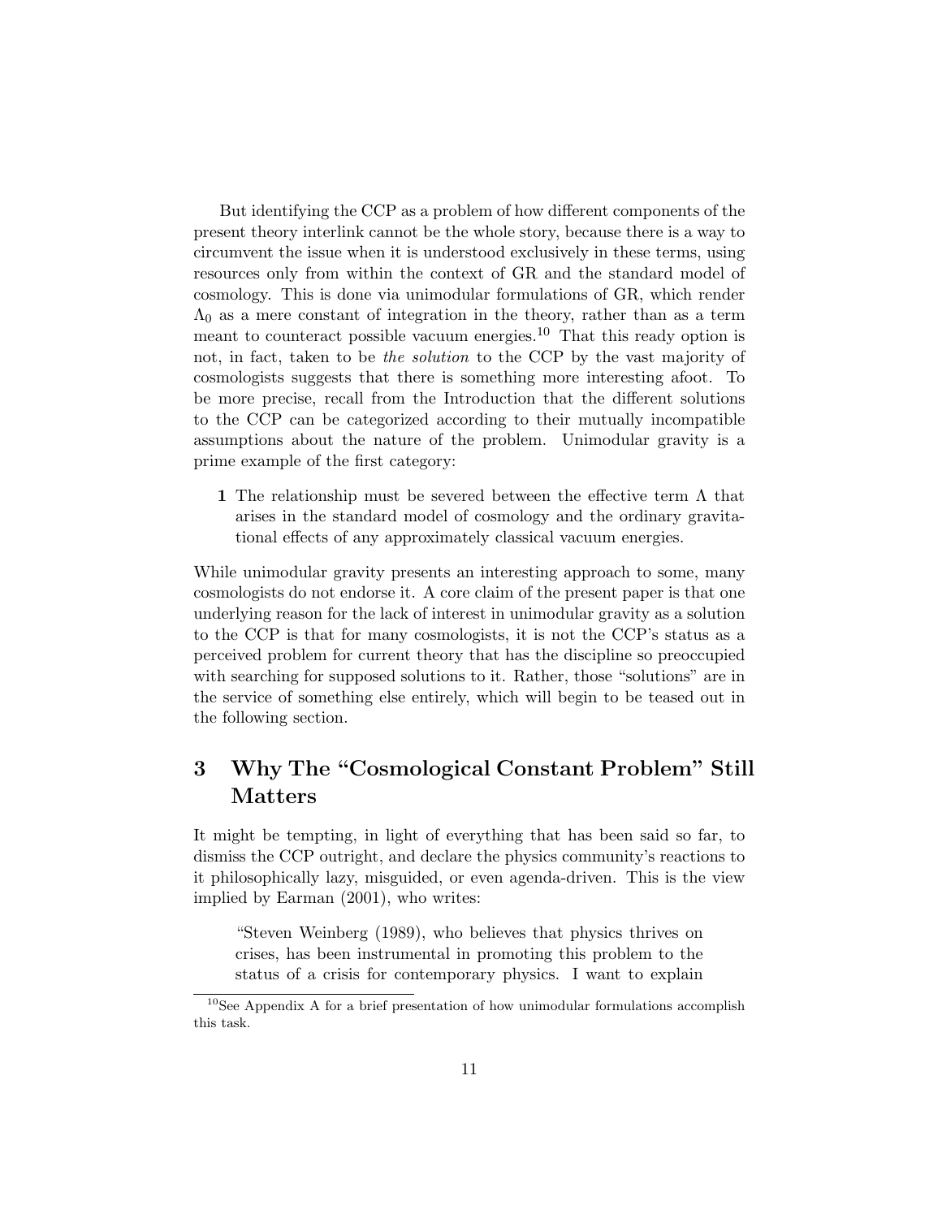But identifying the CCP as a problem of how different components of the present theory interlink cannot be the whole story, because there is a way to circumvent the issue when it is understood exclusively in these terms, using resources only from within the context of GR and the standard model of cosmology. This is done via unimodular formulations of GR, which render $\Lambda_0$ as a mere constant of integration in the theory, rather than as a term meant to counteract possible vacuum energies.[10] That this ready option is not, in fact, taken to be *the solution* to the CCP by the vast majority of cosmologists suggests that there is something more interesting afoot. To be more precise, recall from the Introduction that the different solutions to the CCP can be categorized according to their mutually incompatible assumptions about the nature of the problem. Unimodular gravity is a prime example of the first category:

**1** The relationship must be severed between the effective term $\Lambda$ that arises in the standard model of cosmology and the ordinary gravitational effects of any approximately classical vacuum energies.

While unimodular gravity presents an interesting approach to some, many cosmologists do not endorse it. A core claim of the present paper is that one underlying reason for the lack of interest in unimodular gravity as a solution to the CCP is that for many cosmologists, it is not the CCP's status as a perceived problem for current theory that has the discipline so preoccupied with searching for supposed solutions to it. Rather, those "solutions" are in the service of something else entirely, which will begin to be teased out in the following section.

## 3 Why The "Cosmological Constant Problem" Still Matters

It might be tempting, in light of everything that has been said so far, to dismiss the CCP outright, and declare the physics community's reactions to it philosophically lazy, misguided, or even agenda-driven. This is the view implied by Earman (2001), who writes:

> "Steven Weinberg (1989), who believes that physics thrives on crises, has been instrumental in promoting this problem to the status of a crisis for contemporary physics. I want to explain

[10] See Appendix A for a brief presentation of how unimodular formulations accomplish this task.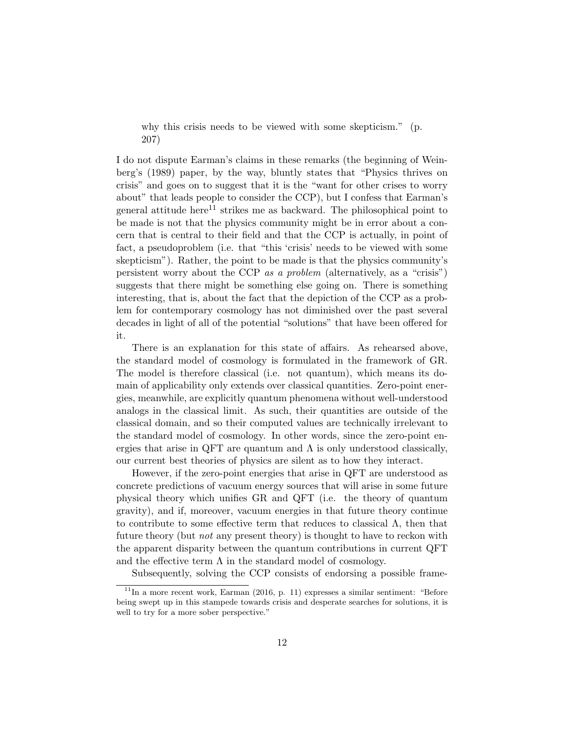why this crisis needs to be viewed with some skepticism." (p. 207)

I do not dispute Earman's claims in these remarks (the beginning of Weinberg's (1989) paper, by the way, bluntly states that "Physics thrives on crisis" and goes on to suggest that it is the "want for other crises to worry about" that leads people to consider the CCP), but I confess that Earman's general attitude here[11] strikes me as backward. The philosophical point to be made is not that the physics community might be in error about a concern that is central to their field and that the CCP is actually, in point of fact, a pseudoproblem (i.e. that "this 'crisis' needs to be viewed with some skepticism"). Rather, the point to be made is that the physics community's persistent worry about the CCP *as a problem* (alternatively, as a "crisis") suggests that there might be something else going on. There is something interesting, that is, about the fact that the depiction of the CCP as a problem for contemporary cosmology has not diminished over the past several decades in light of all of the potential "solutions" that have been offered for it.

There is an explanation for this state of affairs. As rehearsed above, the standard model of cosmology is formulated in the framework of GR. The model is therefore classical (i.e. not quantum), which means its domain of applicability only extends over classical quantities. Zero-point energies, meanwhile, are explicitly quantum phenomena without well-understood analogs in the classical limit. As such, their quantities are outside of the classical domain, and so their computed values are technically irrelevant to the standard model of cosmology. In other words, since the zero-point energies that arise in QFT are quantum and $\Lambda$ is only understood classically, our current best theories of physics are silent as to how they interact.

However, if the zero-point energies that arise in QFT are understood as concrete predictions of vacuum energy sources that will arise in some future physical theory which unifies GR and QFT (i.e. the theory of quantum gravity), and if, moreover, vacuum energies in that future theory continue to contribute to some effective term that reduces to classical $\Lambda$, then that future theory (but *not* any present theory) is thought to have to reckon with the apparent disparity between the quantum contributions in current QFT and the effective term $\Lambda$ in the standard model of cosmology.

Subsequently, solving the CCP consists of endorsing a possible frame-

[11] In a more recent work, Earman (2016, p. 11) expresses a similar sentiment: "Before being swept up in this stampede towards crisis and desperate searches for solutions, it is well to try for a more sober perspective."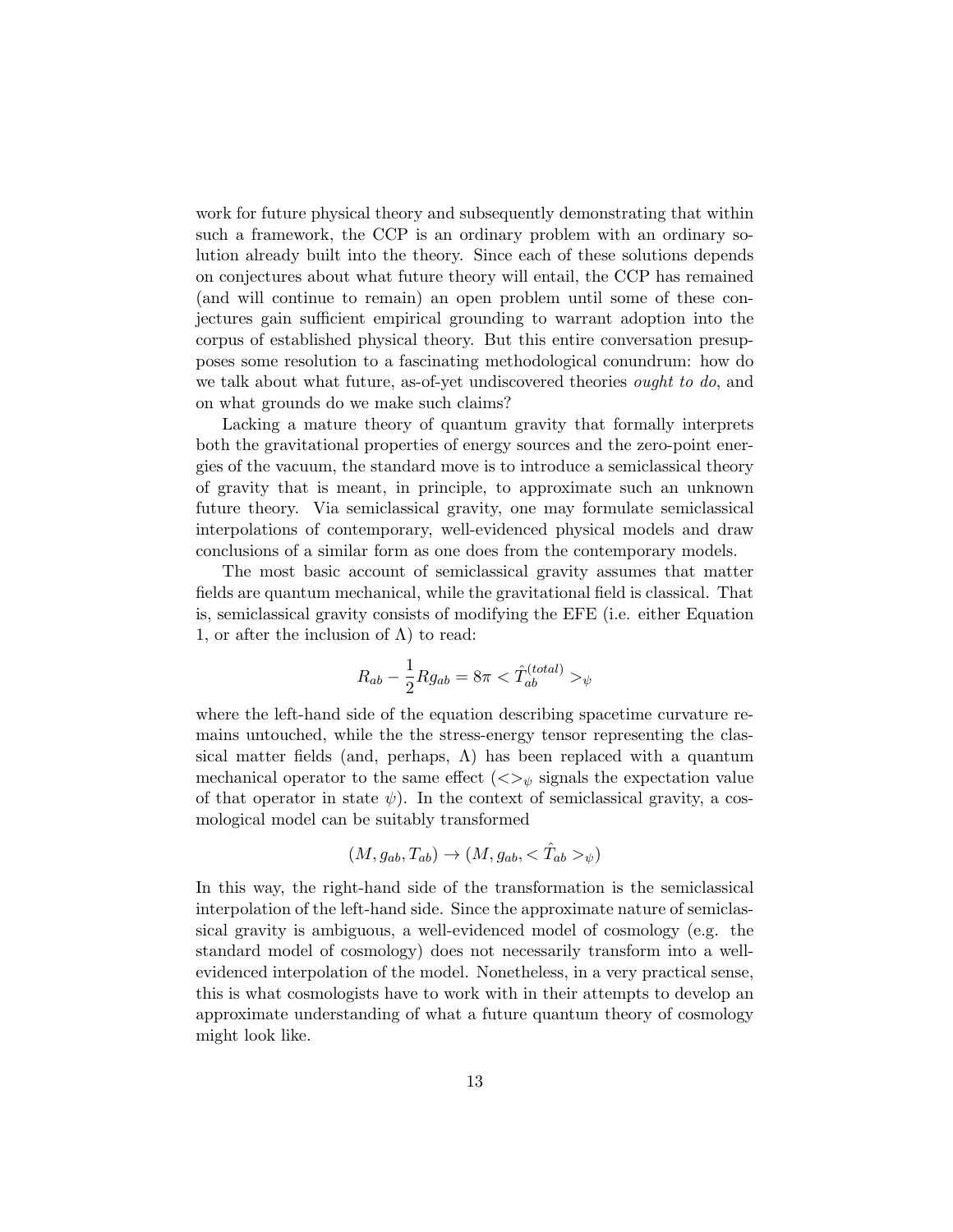work for future physical theory and subsequently demonstrating that within such a framework, the CCP is an ordinary problem with an ordinary solution already built into the theory. Since each of these solutions depends on conjectures about what future theory will entail, the CCP has remained (and will continue to remain) an open problem until some of these conjectures gain sufficient empirical grounding to warrant adoption into the corpus of established physical theory. But this entire conversation presupposes some resolution to a fascinating methodological conundrum: how do we talk about what future, as-of-yet undiscovered theories *ought to do*, and on what grounds do we make such claims?

Lacking a mature theory of quantum gravity that formally interprets both the gravitational properties of energy sources and the zero-point energies of the vacuum, the standard move is to introduce a semiclassical theory of gravity that is meant, in principle, to approximate such an unknown future theory. Via semiclassical gravity, one may formulate semiclassical interpolations of contemporary, well-evidenced physical models and draw conclusions of a similar form as one does from the contemporary models.

The most basic account of semiclassical gravity assumes that matter fields are quantum mechanical, while the gravitational field is classical. That is, semiclassical gravity consists of modifying the EFE (i.e. either Equation 1, or after the inclusion of $\Lambda$) to read:

$$R_{ab} - \frac{1}{2}Rg_{ab} = 8\pi < \hat{T}^{(total)}_{ab} >_{\psi}$$

where the left-hand side of the equation describing spacetime curvature remains untouched, while the the stress-energy tensor representing the classical matter fields (and, perhaps, $\Lambda$) has been replaced with a quantum mechanical operator to the same effect ($<>_{\psi}$ signals the expectation value of that operator in state $\psi$). In the context of semiclassical gravity, a cosmological model can be suitably transformed

$$(M, g_{ab}, T_{ab}) \rightarrow (M, g_{ab}, < \hat{T}_{ab} >_{\psi})$$

In this way, the right-hand side of the transformation is the semiclassical interpolation of the left-hand side. Since the approximate nature of semiclassical gravity is ambiguous, a well-evidenced model of cosmology (e.g. the standard model of cosmology) does not necessarily transform into a well-evidenced interpolation of the model. Nonetheless, in a very practical sense, this is what cosmologists have to work with in their attempts to develop an approximate understanding of what a future quantum theory of cosmology might look like.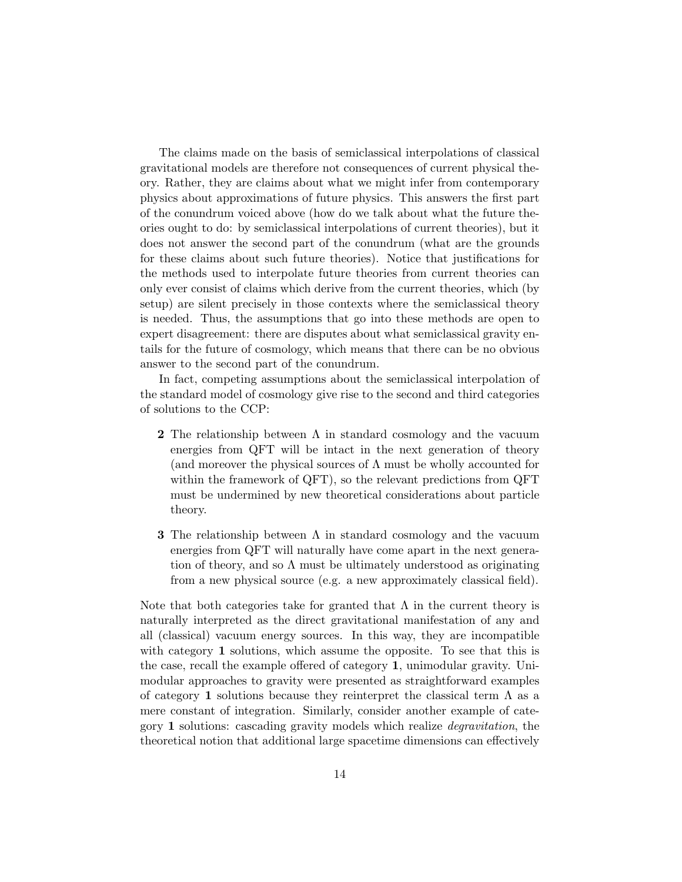The claims made on the basis of semiclassical interpolations of classical gravitational models are therefore not consequences of current physical theory. Rather, they are claims about what we might infer from contemporary physics about approximations of future physics. This answers the first part of the conundrum voiced above (how do we talk about what the future theories ought to do: by semiclassical interpolations of current theories), but it does not answer the second part of the conundrum (what are the grounds for these claims about such future theories). Notice that justifications for the methods used to interpolate future theories from current theories can only ever consist of claims which derive from the current theories, which (by setup) are silent precisely in those contexts where the semiclassical theory is needed. Thus, the assumptions that go into these methods are open to expert disagreement: there are disputes about what semiclassical gravity entails for the future of cosmology, which means that there can be no obvious answer to the second part of the conundrum.

In fact, competing assumptions about the semiclassical interpolation of the standard model of cosmology give rise to the second and third categories of solutions to the CCP:

**2** The relationship between $\Lambda$ in standard cosmology and the vacuum energies from QFT will be intact in the next generation of theory (and moreover the physical sources of $\Lambda$ must be wholly accounted for within the framework of QFT), so the relevant predictions from QFT must be undermined by new theoretical considerations about particle theory.

**3** The relationship between $\Lambda$ in standard cosmology and the vacuum energies from QFT will naturally have come apart in the next generation of theory, and so $\Lambda$ must be ultimately understood as originating from a new physical source (e.g. a new approximately classical field).

Note that both categories take for granted that $\Lambda$ in the current theory is naturally interpreted as the direct gravitational manifestation of any and all (classical) vacuum energy sources. In this way, they are incompatible with category **1** solutions, which assume the opposite. To see that this is the case, recall the example offered of category **1**, unimodular gravity. Unimodular approaches to gravity were presented as straightforward examples of category **1** solutions because they reinterpret the classical term $\Lambda$ as a mere constant of integration. Similarly, consider another example of category **1** solutions: cascading gravity models which realize *degravitation*, the theoretical notion that additional large spacetime dimensions can effectively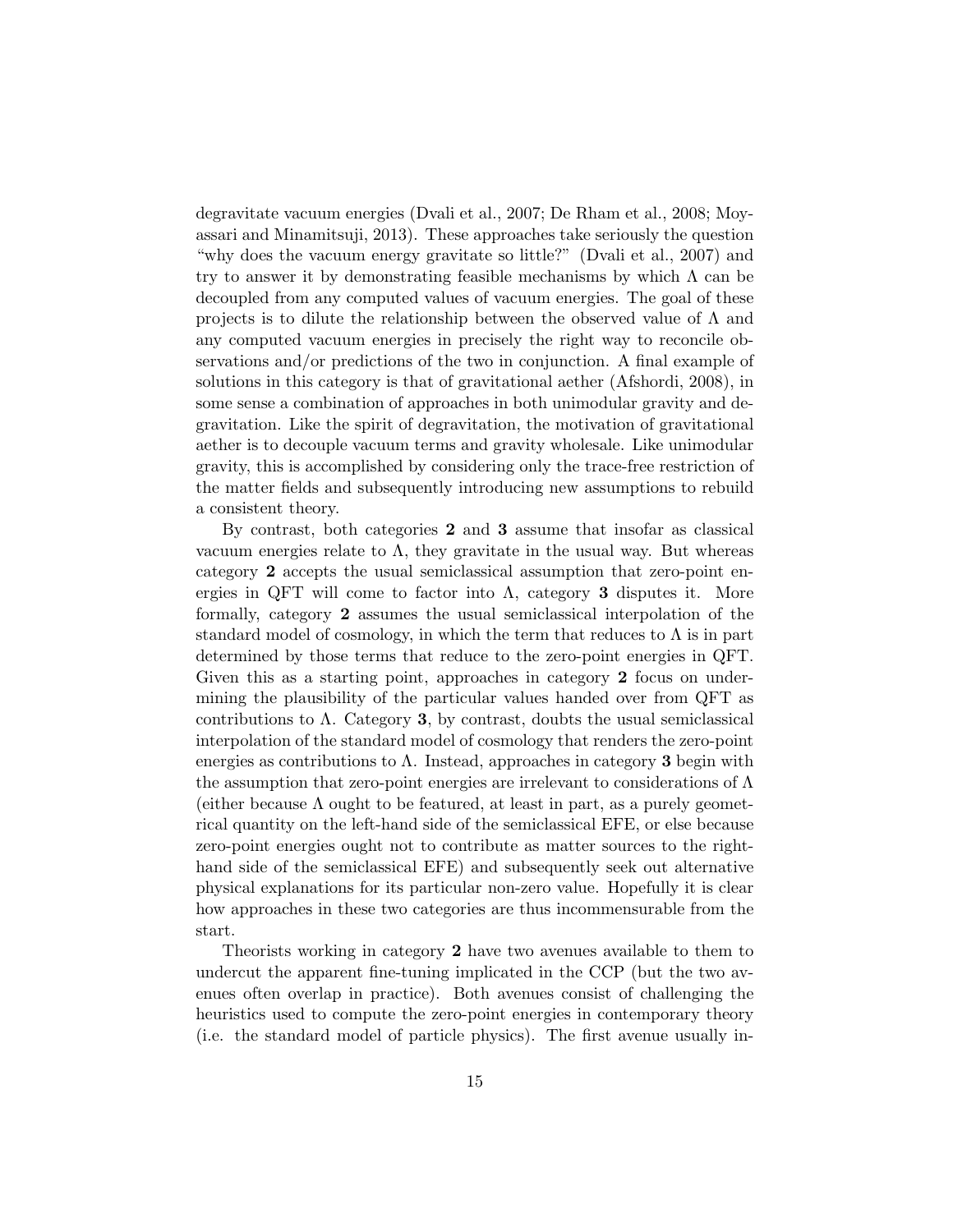degravitate vacuum energies (Dvali et al., 2007; De Rham et al., 2008; Moyassari and Minamitsuji, 2013). These approaches take seriously the question "why does the vacuum energy gravitate so little?" (Dvali et al., 2007) and try to answer it by demonstrating feasible mechanisms by which $\Lambda$ can be decoupled from any computed values of vacuum energies. The goal of these projects is to dilute the relationship between the observed value of $\Lambda$ and any computed vacuum energies in precisely the right way to reconcile observations and/or predictions of the two in conjunction. A final example of solutions in this category is that of gravitational aether (Afshordi, 2008), in some sense a combination of approaches in both unimodular gravity and degravitation. Like the spirit of degravitation, the motivation of gravitational aether is to decouple vacuum terms and gravity wholesale. Like unimodular gravity, this is accomplished by considering only the trace-free restriction of the matter fields and subsequently introducing new assumptions to rebuild a consistent theory.

By contrast, both categories **2** and **3** assume that insofar as classical vacuum energies relate to $\Lambda$, they gravitate in the usual way. But whereas category **2** accepts the usual semiclassical assumption that zero-point energies in QFT will come to factor into $\Lambda$, category **3** disputes it. More formally, category **2** assumes the usual semiclassical interpolation of the standard model of cosmology, in which the term that reduces to $\Lambda$ is in part determined by those terms that reduce to the zero-point energies in QFT. Given this as a starting point, approaches in category **2** focus on undermining the plausibility of the particular values handed over from QFT as contributions to $\Lambda$. Category **3**, by contrast, doubts the usual semiclassical interpolation of the standard model of cosmology that renders the zero-point energies as contributions to $\Lambda$. Instead, approaches in category **3** begin with the assumption that zero-point energies are irrelevant to considerations of $\Lambda$ (either because $\Lambda$ ought to be featured, at least in part, as a purely geometrical quantity on the left-hand side of the semiclassical EFE, or else because zero-point energies ought not to contribute as matter sources to the right-hand side of the semiclassical EFE) and subsequently seek out alternative physical explanations for its particular non-zero value. Hopefully it is clear how approaches in these two categories are thus incommensurable from the start.

Theorists working in category **2** have two avenues available to them to undercut the apparent fine-tuning implicated in the CCP (but the two avenues often overlap in practice). Both avenues consist of challenging the heuristics used to compute the zero-point energies in contemporary theory (i.e. the standard model of particle physics). The first avenue usually in-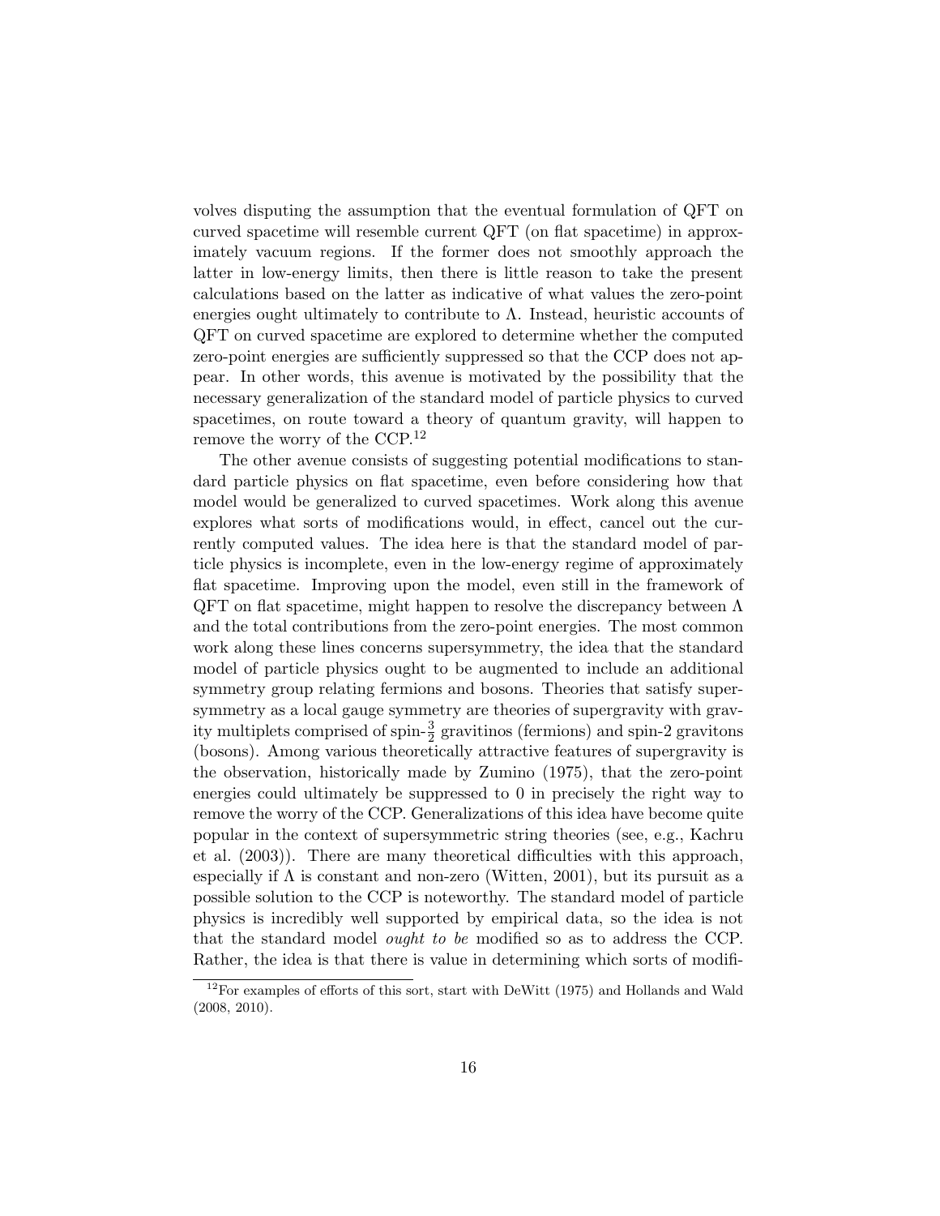volves disputing the assumption that the eventual formulation of QFT on curved spacetime will resemble current QFT (on flat spacetime) in approximately vacuum regions. If the former does not smoothly approach the latter in low-energy limits, then there is little reason to take the present calculations based on the latter as indicative of what values the zero-point energies ought ultimately to contribute to $\Lambda$. Instead, heuristic accounts of QFT on curved spacetime are explored to determine whether the computed zero-point energies are sufficiently suppressed so that the CCP does not appear. In other words, this avenue is motivated by the possibility that the necessary generalization of the standard model of particle physics to curved spacetimes, on route toward a theory of quantum gravity, will happen to remove the worry of the CCP.[12]

The other avenue consists of suggesting potential modifications to standard particle physics on flat spacetime, even before considering how that model would be generalized to curved spacetimes. Work along this avenue explores what sorts of modifications would, in effect, cancel out the currently computed values. The idea here is that the standard model of particle physics is incomplete, even in the low-energy regime of approximately flat spacetime. Improving upon the model, even still in the framework of QFT on flat spacetime, might happen to resolve the discrepancy between $\Lambda$ and the total contributions from the zero-point energies. The most common work along these lines concerns supersymmetry, the idea that the standard model of particle physics ought to be augmented to include an additional symmetry group relating fermions and bosons. Theories that satisfy supersymmetry as a local gauge symmetry are theories of supergravity with gravity multiplets comprised of spin-$\frac{3}{2}$ gravitinos (fermions) and spin-2 gravitons (bosons). Among various theoretically attractive features of supergravity is the observation, historically made by Zumino (1975), that the zero-point energies could ultimately be suppressed to 0 in precisely the right way to remove the worry of the CCP. Generalizations of this idea have become quite popular in the context of supersymmetric string theories (see, e.g., Kachru et al. (2003)). There are many theoretical difficulties with this approach, especially if $\Lambda$ is constant and non-zero (Witten, 2001), but its pursuit as a possible solution to the CCP is noteworthy. The standard model of particle physics is incredibly well supported by empirical data, so the idea is not that the standard model *ought to be* modified so as to address the CCP. Rather, the idea is that there is value in determining which sorts of modifi-

[12] For examples of efforts of this sort, start with DeWitt (1975) and Hollands and Wald (2008, 2010).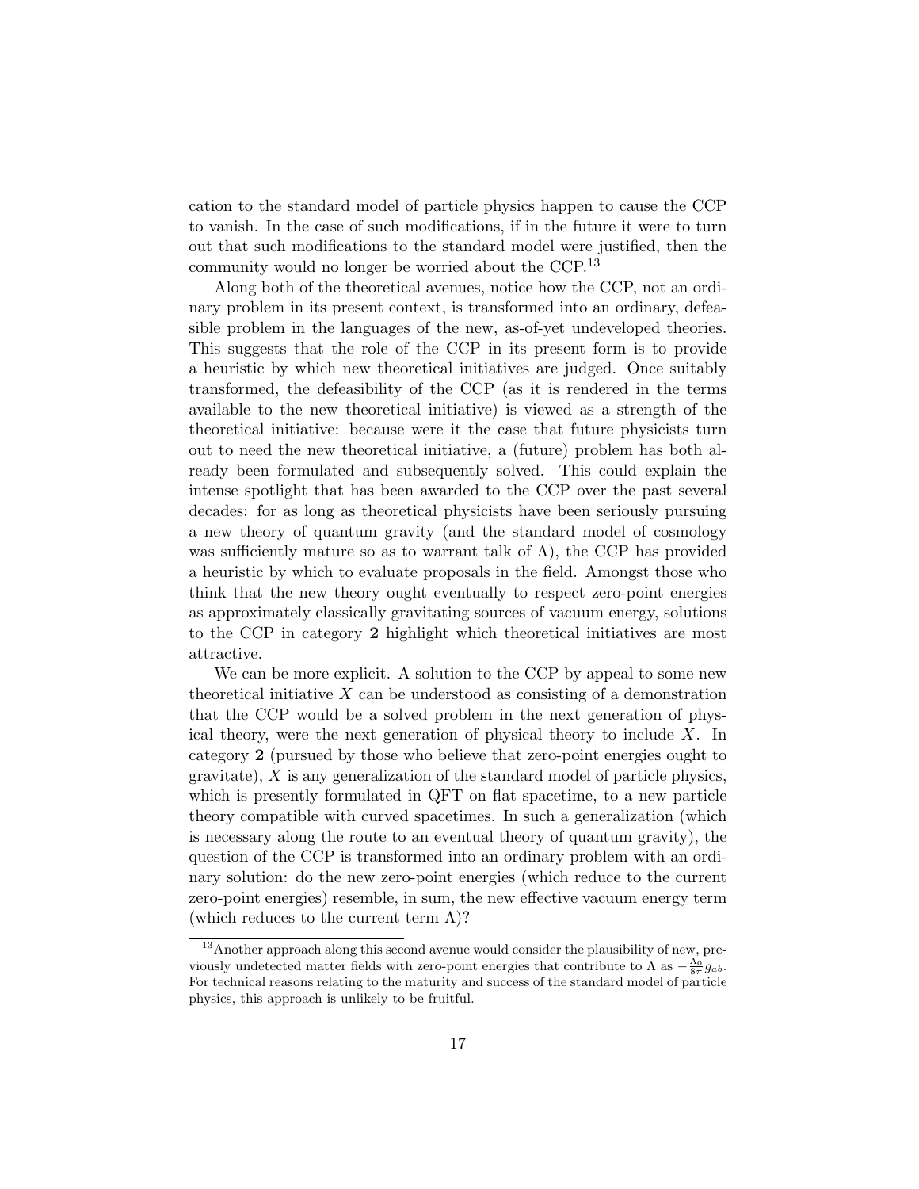cation to the standard model of particle physics happen to cause the CCP to vanish. In the case of such modifications, if in the future it were to turn out that such modifications to the standard model were justified, then the community would no longer be worried about the CCP.[13]

Along both of the theoretical avenues, notice how the CCP, not an ordinary problem in its present context, is transformed into an ordinary, defeasible problem in the languages of the new, as-of-yet undeveloped theories. This suggests that the role of the CCP in its present form is to provide a heuristic by which new theoretical initiatives are judged. Once suitably transformed, the defeasibility of the CCP (as it is rendered in the terms available to the new theoretical initiative) is viewed as a strength of the theoretical initiative: because were it the case that future physicists turn out to need the new theoretical initiative, a (future) problem has both already been formulated and subsequently solved. This could explain the intense spotlight that has been awarded to the CCP over the past several decades: for as long as theoretical physicists have been seriously pursuing a new theory of quantum gravity (and the standard model of cosmology was sufficiently mature so as to warrant talk of $\Lambda$), the CCP has provided a heuristic by which to evaluate proposals in the field. Amongst those who think that the new theory ought eventually to respect zero-point energies as approximately classically gravitating sources of vacuum energy, solutions to the CCP in category **2** highlight which theoretical initiatives are most attractive.

We can be more explicit. A solution to the CCP by appeal to some new theoretical initiative $X$ can be understood as consisting of a demonstration that the CCP would be a solved problem in the next generation of physical theory, were the next generation of physical theory to include $X$. In category **2** (pursued by those who believe that zero-point energies ought to gravitate), $X$ is any generalization of the standard model of particle physics, which is presently formulated in QFT on flat spacetime, to a new particle theory compatible with curved spacetimes. In such a generalization (which is necessary along the route to an eventual theory of quantum gravity), the question of the CCP is transformed into an ordinary problem with an ordinary solution: do the new zero-point energies (which reduce to the current zero-point energies) resemble, in sum, the new effective vacuum energy term (which reduces to the current term $\Lambda$)?

[13] Another approach along this second avenue would consider the plausibility of new, previously undetected matter fields with zero-point energies that contribute to $\Lambda$ as $-\frac{\Lambda_0}{8\pi}g_{ab}$. For technical reasons relating to the maturity and success of the standard model of particle physics, this approach is unlikely to be fruitful.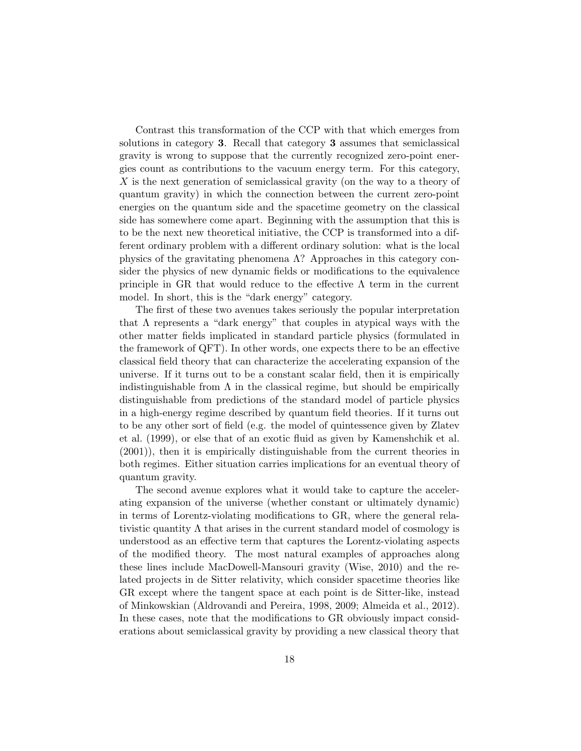Contrast this transformation of the CCP with that which emerges from solutions in category **3**. Recall that category **3** assumes that semiclassical gravity is wrong to suppose that the currently recognized zero-point energies count as contributions to the vacuum energy term. For this category, $X$ is the next generation of semiclassical gravity (on the way to a theory of quantum gravity) in which the connection between the current zero-point energies on the quantum side and the spacetime geometry on the classical side has somewhere come apart. Beginning with the assumption that this is to be the next new theoretical initiative, the CCP is transformed into a different ordinary problem with a different ordinary solution: what is the local physics of the gravitating phenomena $\Lambda$? Approaches in this category consider the physics of new dynamic fields or modifications to the equivalence principle in GR that would reduce to the effective $\Lambda$ term in the current model. In short, this is the "dark energy" category.

The first of these two avenues takes seriously the popular interpretation that $\Lambda$ represents a "dark energy" that couples in atypical ways with the other matter fields implicated in standard particle physics (formulated in the framework of QFT). In other words, one expects there to be an effective classical field theory that can characterize the accelerating expansion of the universe. If it turns out to be a constant scalar field, then it is empirically indistinguishable from $\Lambda$ in the classical regime, but should be empirically distinguishable from predictions of the standard model of particle physics in a high-energy regime described by quantum field theories. If it turns out to be any other sort of field (e.g. the model of quintessence given by Zlatev et al. (1999), or else that of an exotic fluid as given by Kamenshchik et al. (2001)), then it is empirically distinguishable from the current theories in both regimes. Either situation carries implications for an eventual theory of quantum gravity.

The second avenue explores what it would take to capture the accelerating expansion of the universe (whether constant or ultimately dynamic) in terms of Lorentz-violating modifications to GR, where the general relativistic quantity $\Lambda$ that arises in the current standard model of cosmology is understood as an effective term that captures the Lorentz-violating aspects of the modified theory. The most natural examples of approaches along these lines include MacDowell-Mansouri gravity (Wise, 2010) and the related projects in de Sitter relativity, which consider spacetime theories like GR except where the tangent space at each point is de Sitter-like, instead of Minkowskian (Aldrovandi and Pereira, 1998, 2009; Almeida et al., 2012). In these cases, note that the modifications to GR obviously impact considerations about semiclassical gravity by providing a new classical theory that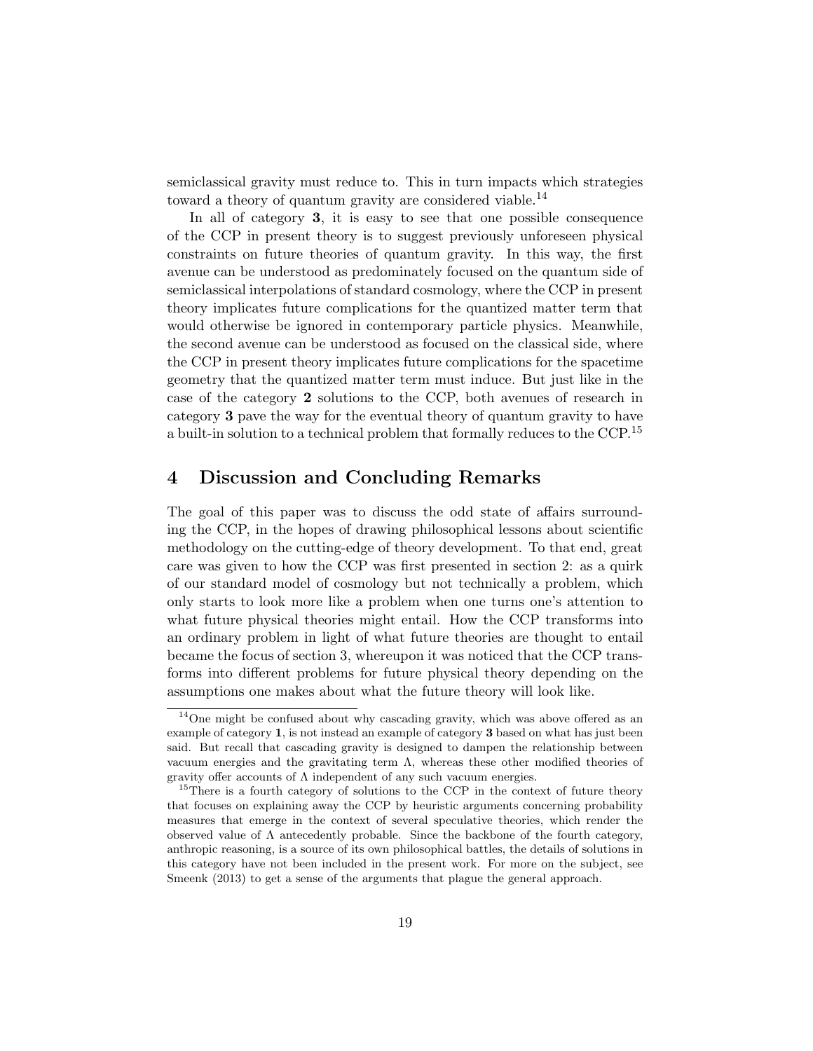semiclassical gravity must reduce to. This in turn impacts which strategies toward a theory of quantum gravity are considered viable.[14]

In all of category **3**, it is easy to see that one possible consequence of the CCP in present theory is to suggest previously unforeseen physical constraints on future theories of quantum gravity. In this way, the first avenue can be understood as predominately focused on the quantum side of semiclassical interpolations of standard cosmology, where the CCP in present theory implicates future complications for the quantized matter term that would otherwise be ignored in contemporary particle physics. Meanwhile, the second avenue can be understood as focused on the classical side, where the CCP in present theory implicates future complications for the spacetime geometry that the quantized matter term must induce. But just like in the case of the category **2** solutions to the CCP, both avenues of research in category **3** pave the way for the eventual theory of quantum gravity to have a built-in solution to a technical problem that formally reduces to the CCP.[15]

## 4 Discussion and Concluding Remarks

The goal of this paper was to discuss the odd state of affairs surrounding the CCP, in the hopes of drawing philosophical lessons about scientific methodology on the cutting-edge of theory development. To that end, great care was given to how the CCP was first presented in section 2: as a quirk of our standard model of cosmology but not technically a problem, which only starts to look more like a problem when one turns one's attention to what future physical theories might entail. How the CCP transforms into an ordinary problem in light of what future theories are thought to entail became the focus of section 3, whereupon it was noticed that the CCP transforms into different problems for future physical theory depending on the assumptions one makes about what the future theory will look like.

[14] One might be confused about why cascading gravity, which was above offered as an example of category **1**, is not instead an example of category **3** based on what has just been said. But recall that cascading gravity is designed to dampen the relationship between vacuum energies and the gravitating term $\Lambda$, whereas these other modified theories of gravity offer accounts of $\Lambda$ independent of any such vacuum energies.

[15] There is a fourth category of solutions to the CCP in the context of future theory that focuses on explaining away the CCP by heuristic arguments concerning probability measures that emerge in the context of several speculative theories, which render the observed value of $\Lambda$ antecedently probable. Since the backbone of the fourth category, anthropic reasoning, is a source of its own philosophical battles, the details of solutions in this category have not been included in the present work. For more on the subject, see Smeenk (2013) to get a sense of the arguments that plague the general approach.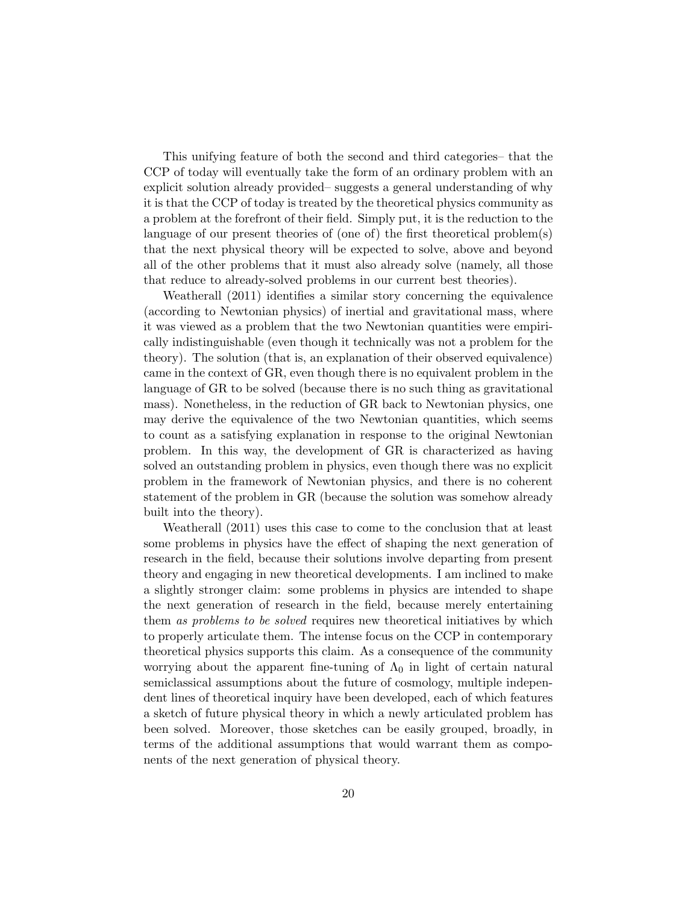This unifying feature of both the second and third categories– that the CCP of today will eventually take the form of an ordinary problem with an explicit solution already provided– suggests a general understanding of why it is that the CCP of today is treated by the theoretical physics community as a problem at the forefront of their field. Simply put, it is the reduction to the language of our present theories of (one of) the first theoretical problem(s) that the next physical theory will be expected to solve, above and beyond all of the other problems that it must also already solve (namely, all those that reduce to already-solved problems in our current best theories).

Weatherall (2011) identifies a similar story concerning the equivalence (according to Newtonian physics) of inertial and gravitational mass, where it was viewed as a problem that the two Newtonian quantities were empirically indistinguishable (even though it technically was not a problem for the theory). The solution (that is, an explanation of their observed equivalence) came in the context of GR, even though there is no equivalent problem in the language of GR to be solved (because there is no such thing as gravitational mass). Nonetheless, in the reduction of GR back to Newtonian physics, one may derive the equivalence of the two Newtonian quantities, which seems to count as a satisfying explanation in response to the original Newtonian problem. In this way, the development of GR is characterized as having solved an outstanding problem in physics, even though there was no explicit problem in the framework of Newtonian physics, and there is no coherent statement of the problem in GR (because the solution was somehow already built into the theory).

Weatherall (2011) uses this case to come to the conclusion that at least some problems in physics have the effect of shaping the next generation of research in the field, because their solutions involve departing from present theory and engaging in new theoretical developments. I am inclined to make a slightly stronger claim: some problems in physics are intended to shape the next generation of research in the field, because merely entertaining them *as problems to be solved* requires new theoretical initiatives by which to properly articulate them. The intense focus on the CCP in contemporary theoretical physics supports this claim. As a consequence of the community worrying about the apparent fine-tuning of $\Lambda_0$ in light of certain natural semiclassical assumptions about the future of cosmology, multiple independent lines of theoretical inquiry have been developed, each of which features a sketch of future physical theory in which a newly articulated problem has been solved. Moreover, those sketches can be easily grouped, broadly, in terms of the additional assumptions that would warrant them as components of the next generation of physical theory.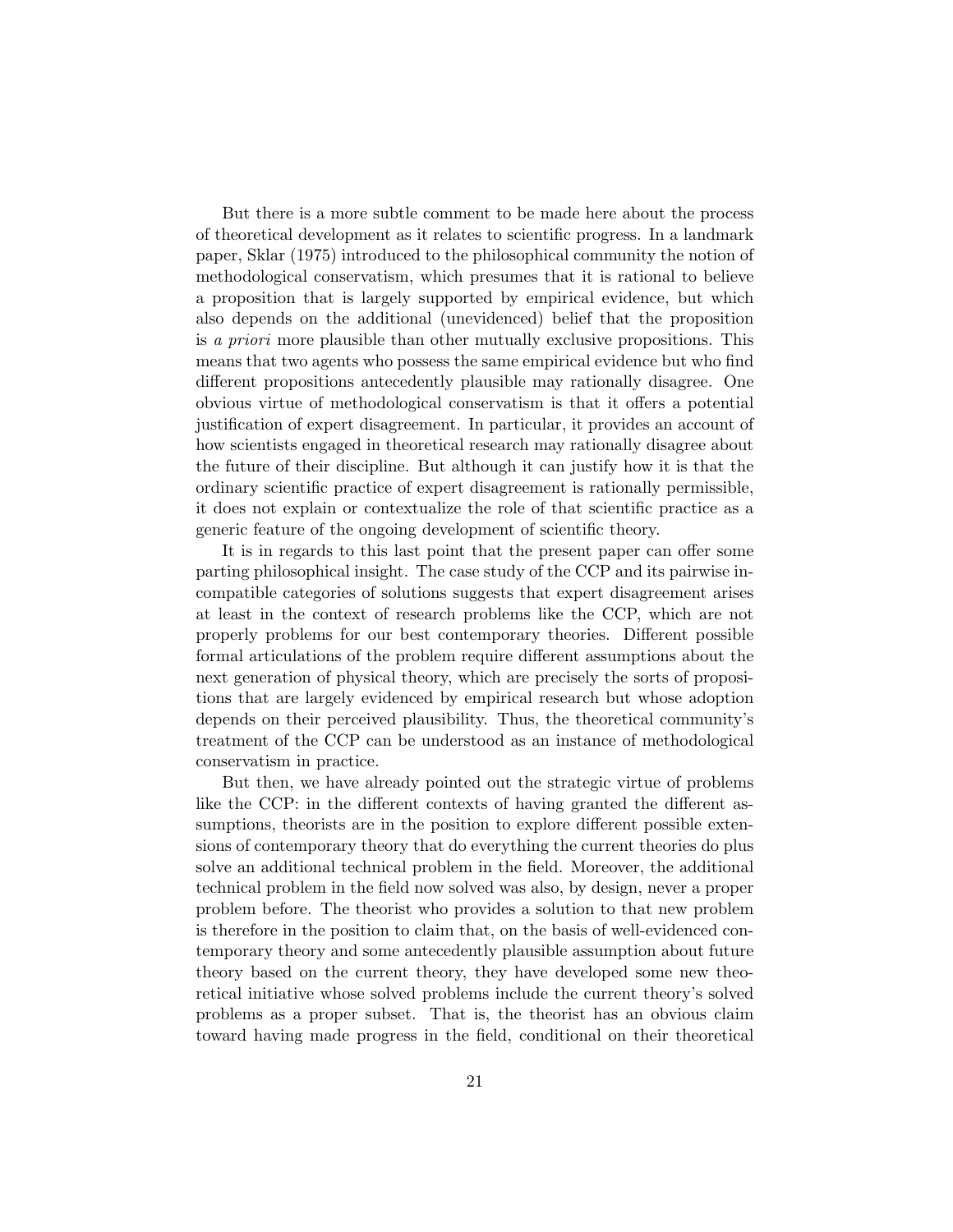But there is a more subtle comment to be made here about the process of theoretical development as it relates to scientific progress. In a landmark paper, Sklar (1975) introduced to the philosophical community the notion of methodological conservatism, which presumes that it is rational to believe a proposition that is largely supported by empirical evidence, but which also depends on the additional (unevidenced) belief that the proposition is *a priori* more plausible than other mutually exclusive propositions. This means that two agents who possess the same empirical evidence but who find different propositions antecedently plausible may rationally disagree. One obvious virtue of methodological conservatism is that it offers a potential justification of expert disagreement. In particular, it provides an account of how scientists engaged in theoretical research may rationally disagree about the future of their discipline. But although it can justify how it is that the ordinary scientific practice of expert disagreement is rationally permissible, it does not explain or contextualize the role of that scientific practice as a generic feature of the ongoing development of scientific theory.

It is in regards to this last point that the present paper can offer some parting philosophical insight. The case study of the CCP and its pairwise incompatible categories of solutions suggests that expert disagreement arises at least in the context of research problems like the CCP, which are not properly problems for our best contemporary theories. Different possible formal articulations of the problem require different assumptions about the next generation of physical theory, which are precisely the sorts of propositions that are largely evidenced by empirical research but whose adoption depends on their perceived plausibility. Thus, the theoretical community's treatment of the CCP can be understood as an instance of methodological conservatism in practice.

But then, we have already pointed out the strategic virtue of problems like the CCP: in the different contexts of having granted the different assumptions, theorists are in the position to explore different possible extensions of contemporary theory that do everything the current theories do plus solve an additional technical problem in the field. Moreover, the additional technical problem in the field now solved was also, by design, never a proper problem before. The theorist who provides a solution to that new problem is therefore in the position to claim that, on the basis of well-evidenced contemporary theory and some antecedently plausible assumption about future theory based on the current theory, they have developed some new theoretical initiative whose solved problems include the current theory's solved problems as a proper subset. That is, the theorist has an obvious claim toward having made progress in the field, conditional on their theoretical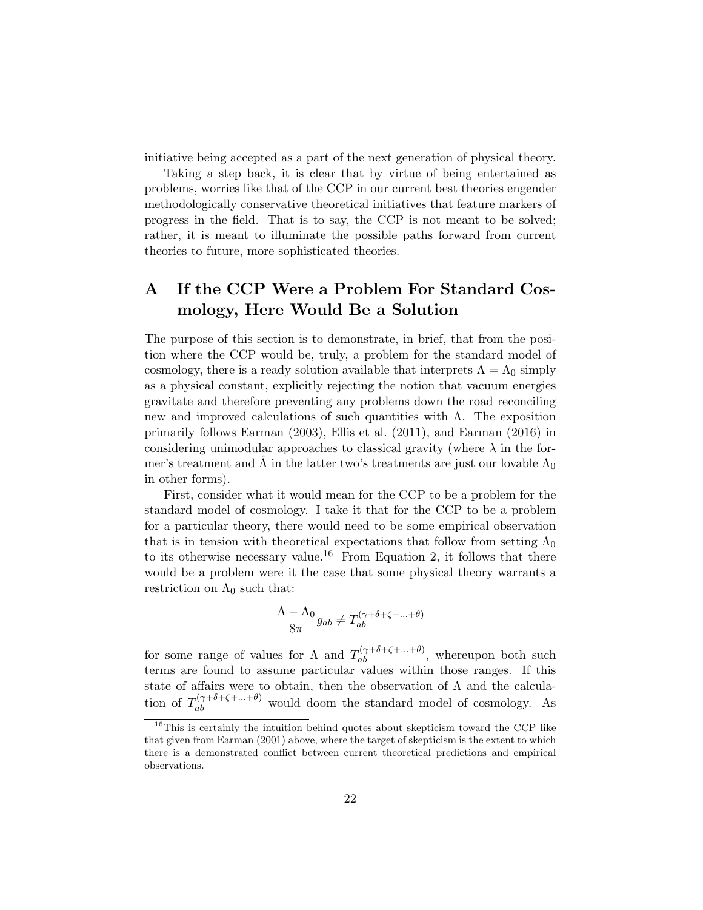initiative being accepted as a part of the next generation of physical theory.

Taking a step back, it is clear that by virtue of being entertained as problems, worries like that of the CCP in our current best theories engender methodologically conservative theoretical initiatives that feature markers of progress in the field. That is to say, the CCP is not meant to be solved; rather, it is meant to illuminate the possible paths forward from current theories to future, more sophisticated theories.

# A If the CCP Were a Problem For Standard Cosmology, Here Would Be a Solution

The purpose of this section is to demonstrate, in brief, that from the position where the CCP would be, truly, a problem for the standard model of cosmology, there is a ready solution available that interprets $\Lambda = \Lambda_0$ simply as a physical constant, explicitly rejecting the notion that vacuum energies gravitate and therefore preventing any problems down the road reconciling new and improved calculations of such quantities with $\Lambda$. The exposition primarily follows Earman (2003), Ellis et al. (2011), and Earman (2016) in considering unimodular approaches to classical gravity (where $\lambda$ in the former's treatment and $\hat{\Lambda}$ in the latter two's treatments are just our lovable $\Lambda_0$ in other forms).

First, consider what it would mean for the CCP to be a problem for the standard model of cosmology. I take it that for the CCP to be a problem for a particular theory, there would need to be some empirical observation that is in tension with theoretical expectations that follow from setting $\Lambda_0$ to its otherwise necessary value.[16] From Equation 2, it follows that there would be a problem were it the case that some physical theory warrants a restriction on $\Lambda_0$ such that:

$$\frac{\Lambda - \Lambda_0}{8\pi} g_{ab} \neq T_{ab}^{(\gamma+\delta+\zeta+\ldots+\theta)}$$

for some range of values for $\Lambda$ and $T_{ab}^{(\gamma+\delta+\zeta+\ldots+\theta)}$, whereupon both such terms are found to assume particular values within those ranges. If this state of affairs were to obtain, then the observation of $\Lambda$ and the calculation of $T_{ab}^{(\gamma+\delta+\zeta+\ldots+\theta)}$ would doom the standard model of cosmology. As

[16] This is certainly the intuition behind quotes about skepticism toward the CCP like that given from Earman (2001) above, where the target of skepticism is the extent to which there is a demonstrated conflict between current theoretical predictions and empirical observations.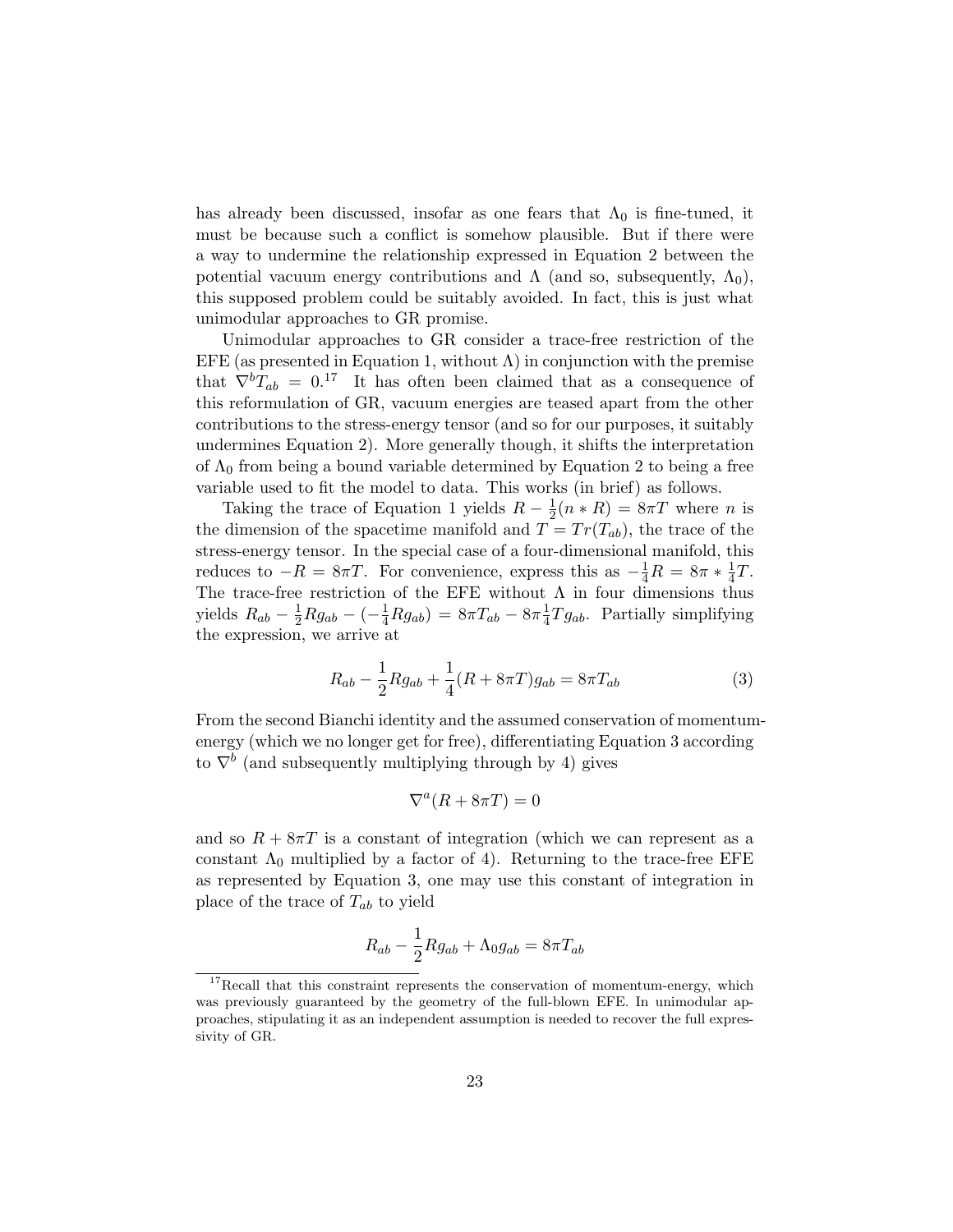has already been discussed, insofar as one fears that $\Lambda_0$ is fine-tuned, it must be because such a conflict is somehow plausible. But if there were a way to undermine the relationship expressed in Equation 2 between the potential vacuum energy contributions and $\Lambda$ (and so, subsequently, $\Lambda_0$), this supposed problem could be suitably avoided. In fact, this is just what unimodular approaches to GR promise.

Unimodular approaches to GR consider a trace-free restriction of the EFE (as presented in Equation 1, without $\Lambda$) in conjunction with the premise that $\nabla^b T_{ab} = 0$.[17] It has often been claimed that as a consequence of this reformulation of GR, vacuum energies are teased apart from the other contributions to the stress-energy tensor (and so for our purposes, it suitably undermines Equation 2). More generally though, it shifts the interpretation of $\Lambda_0$ from being a bound variable determined by Equation 2 to being a free variable used to fit the model to data. This works (in brief) as follows.

Taking the trace of Equation 1 yields $R - \frac{1}{2}(n * R) = 8\pi T$ where $n$ is the dimension of the spacetime manifold and $T = Tr(T_{ab})$, the trace of the stress-energy tensor. In the special case of a four-dimensional manifold, this reduces to $-R = 8\pi T$. For convenience, express this as $-\frac{1}{4}R = 8\pi * \frac{1}{4}T$. The trace-free restriction of the EFE without $\Lambda$ in four dimensions thus yields $R_{ab} - \frac{1}{2}Rg_{ab} - (-\frac{1}{4}Rg_{ab}) = 8\pi T_{ab} - 8\pi\frac{1}{4}Tg_{ab}$. Partially simplifying the expression, we arrive at

$$R_{ab} - \frac{1}{2}Rg_{ab} + \frac{1}{4}(R + 8\pi T)g_{ab} = 8\pi T_{ab} \tag{3}$$

From the second Bianchi identity and the assumed conservation of momentum-energy (which we no longer get for free), differentiating Equation 3 according to $\nabla^b$ (and subsequently multiplying through by 4) gives

$$\nabla^a(R + 8\pi T) = 0$$

and so $R + 8\pi T$ is a constant of integration (which we can represent as a constant $\Lambda_0$ multiplied by a factor of 4). Returning to the trace-free EFE as represented by Equation 3, one may use this constant of integration in place of the trace of $T_{ab}$ to yield

$$R_{ab} - \frac{1}{2}Rg_{ab} + \Lambda_0 g_{ab} = 8\pi T_{ab}$$

[17] Recall that this constraint represents the conservation of momentum-energy, which was previously guaranteed by the geometry of the full-blown EFE. In unimodular approaches, stipulating it as an independent assumption is needed to recover the full expressivity of GR.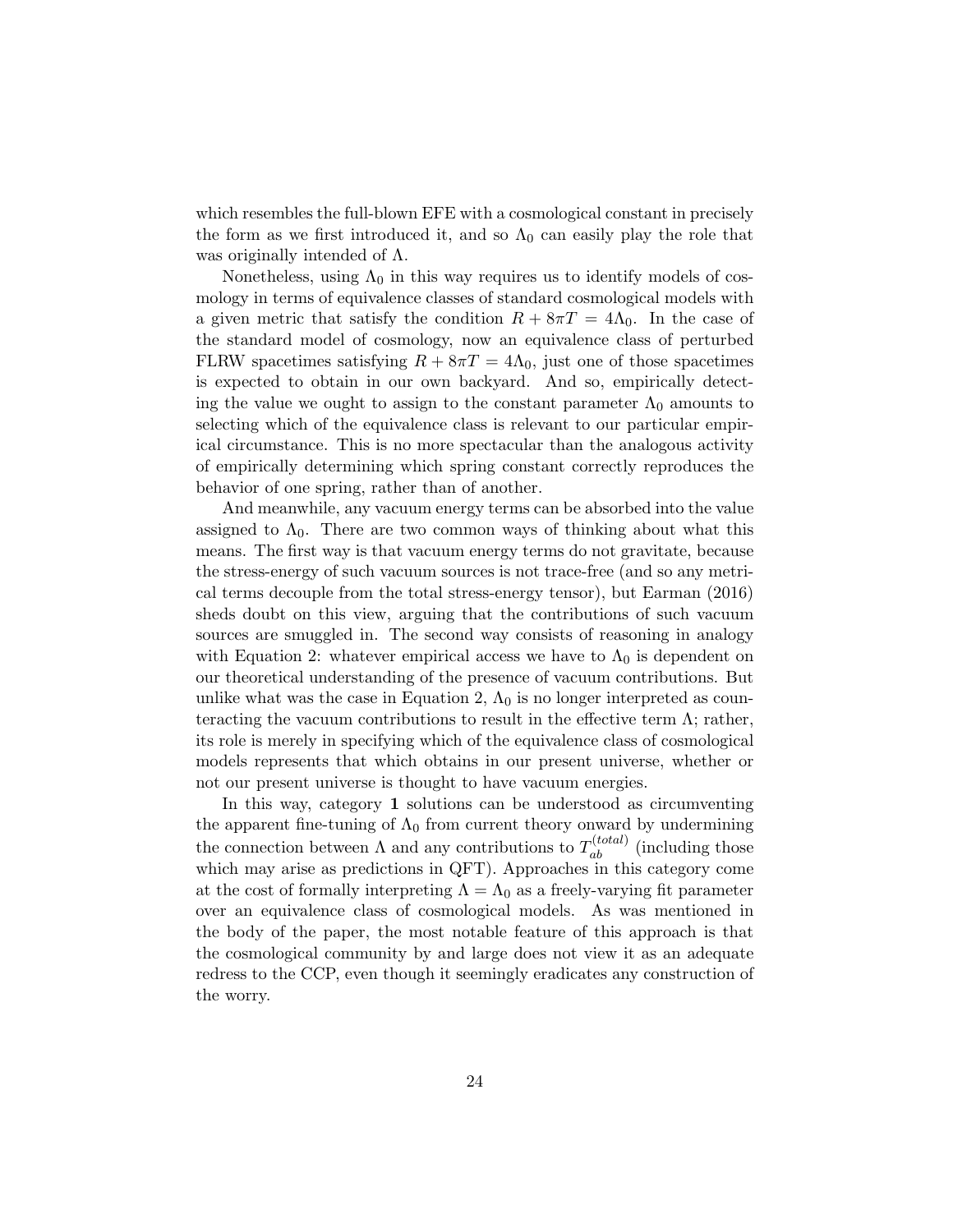which resembles the full-blown EFE with a cosmological constant in precisely the form as we first introduced it, and so $\Lambda_0$ can easily play the role that was originally intended of $\Lambda$.

Nonetheless, using $\Lambda_0$ in this way requires us to identify models of cosmology in terms of equivalence classes of standard cosmological models with a given metric that satisfy the condition $R + 8\pi T = 4\Lambda_0$. In the case of the standard model of cosmology, now an equivalence class of perturbed FLRW spacetimes satisfying $R + 8\pi T = 4\Lambda_0$, just one of those spacetimes is expected to obtain in our own backyard. And so, empirically detecting the value we ought to assign to the constant parameter $\Lambda_0$ amounts to selecting which of the equivalence class is relevant to our particular empirical circumstance. This is no more spectacular than the analogous activity of empirically determining which spring constant correctly reproduces the behavior of one spring, rather than of another.

And meanwhile, any vacuum energy terms can be absorbed into the value assigned to $\Lambda_0$. There are two common ways of thinking about what this means. The first way is that vacuum energy terms do not gravitate, because the stress-energy of such vacuum sources is not trace-free (and so any metrical terms decouple from the total stress-energy tensor), but Earman (2016) sheds doubt on this view, arguing that the contributions of such vacuum sources are smuggled in. The second way consists of reasoning in analogy with Equation 2: whatever empirical access we have to $\Lambda_0$ is dependent on our theoretical understanding of the presence of vacuum contributions. But unlike what was the case in Equation 2, $\Lambda_0$ is no longer interpreted as counteracting the vacuum contributions to result in the effective term $\Lambda$; rather, its role is merely in specifying which of the equivalence class of cosmological models represents that which obtains in our present universe, whether or not our present universe is thought to have vacuum energies.

In this way, category **1** solutions can be understood as circumventing the apparent fine-tuning of $\Lambda_0$ from current theory onward by undermining the connection between $\Lambda$ and any contributions to $T_{ab}^{(total)}$ (including those which may arise as predictions in QFT). Approaches in this category come at the cost of formally interpreting $\Lambda = \Lambda_0$ as a freely-varying fit parameter over an equivalence class of cosmological models. As was mentioned in the body of the paper, the most notable feature of this approach is that the cosmological community by and large does not view it as an adequate redress to the CCP, even though it seemingly eradicates any construction of the worry.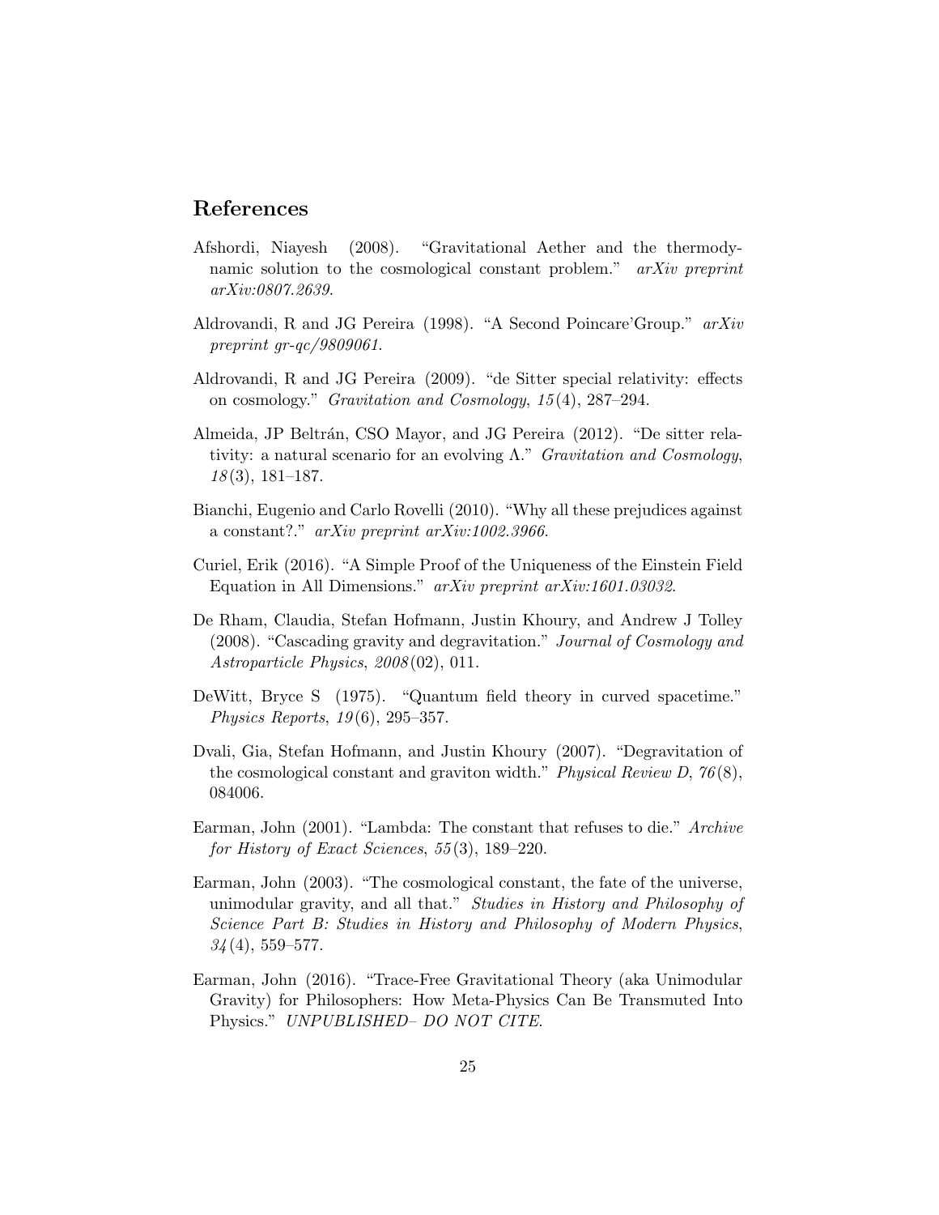## References

Afshordi, Niayesh (2008). "Gravitational Aether and the thermodynamic solution to the cosmological constant problem." *arXiv preprint arXiv:0807.2639*.

Aldrovandi, R and JG Pereira (1998). "A Second Poincare'Group." *arXiv preprint gr-qc/9809061*.

Aldrovandi, R and JG Pereira (2009). "de Sitter special relativity: effects on cosmology." *Gravitation and Cosmology*, *15*(4), 287–294.

Almeida, JP Beltrán, CSO Mayor, and JG Pereira (2012). "De sitter relativity: a natural scenario for an evolving $\Lambda$." *Gravitation and Cosmology*, *18*(3), 181–187.

Bianchi, Eugenio and Carlo Rovelli (2010). "Why all these prejudices against a constant?." *arXiv preprint arXiv:1002.3966*.

Curiel, Erik (2016). "A Simple Proof of the Uniqueness of the Einstein Field Equation in All Dimensions." *arXiv preprint arXiv:1601.03032*.

De Rham, Claudia, Stefan Hofmann, Justin Khoury, and Andrew J Tolley (2008). "Cascading gravity and degravitation." *Journal of Cosmology and Astroparticle Physics*, *2008*(02), 011.

DeWitt, Bryce S (1975). "Quantum field theory in curved spacetime." *Physics Reports*, *19*(6), 295–357.

Dvali, Gia, Stefan Hofmann, and Justin Khoury (2007). "Degravitation of the cosmological constant and graviton width." *Physical Review D*, *76*(8), 084006.

Earman, John (2001). "Lambda: The constant that refuses to die." *Archive for History of Exact Sciences*, *55*(3), 189–220.

Earman, John (2003). "The cosmological constant, the fate of the universe, unimodular gravity, and all that." *Studies in History and Philosophy of Science Part B: Studies in History and Philosophy of Modern Physics*, *34*(4), 559–577.

Earman, John (2016). "Trace-Free Gravitational Theory (aka Unimodular Gravity) for Philosophers: How Meta-Physics Can Be Transmuted Into Physics." *UNPUBLISHED– DO NOT CITE*.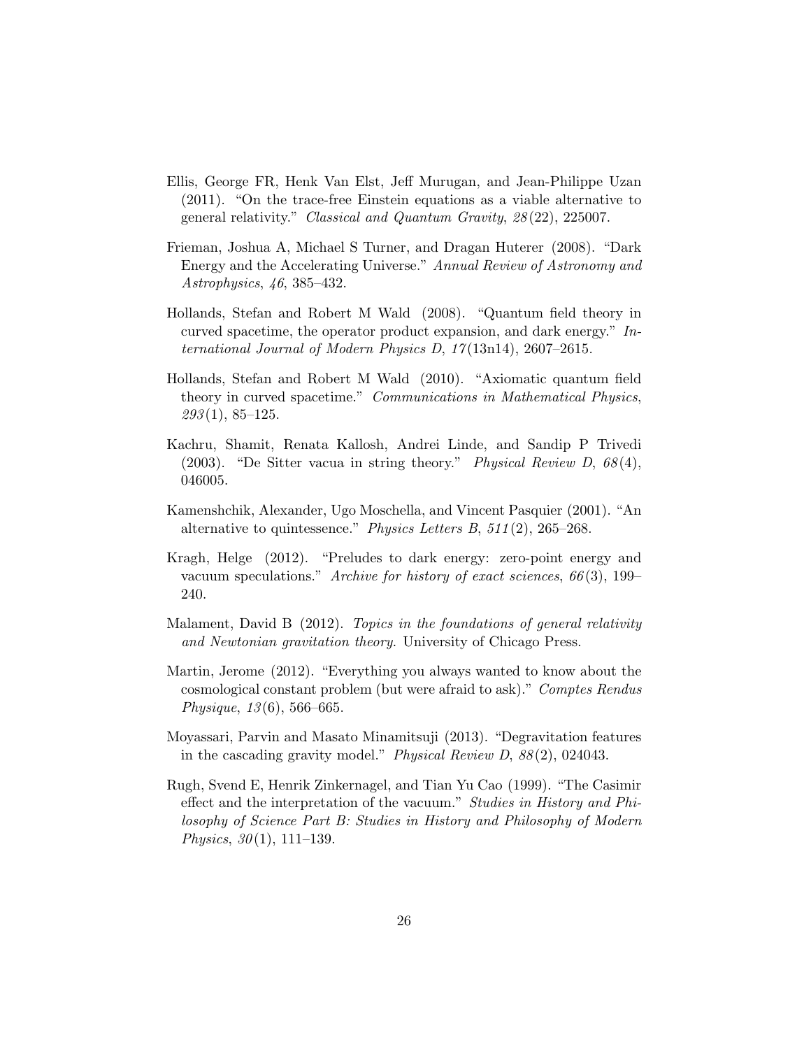Ellis, George FR, Henk Van Elst, Jeff Murugan, and Jean-Philippe Uzan (2011). "On the trace-free Einstein equations as a viable alternative to general relativity." *Classical and Quantum Gravity*, *28*(22), 225007.

Frieman, Joshua A, Michael S Turner, and Dragan Huterer (2008). "Dark Energy and the Accelerating Universe." *Annual Review of Astronomy and Astrophysics*, *46*, 385–432.

Hollands, Stefan and Robert M Wald (2008). "Quantum field theory in curved spacetime, the operator product expansion, and dark energy." *International Journal of Modern Physics D*, *17*(13n14), 2607–2615.

Hollands, Stefan and Robert M Wald (2010). "Axiomatic quantum field theory in curved spacetime." *Communications in Mathematical Physics*, *293*(1), 85–125.

Kachru, Shamit, Renata Kallosh, Andrei Linde, and Sandip P Trivedi (2003). "De Sitter vacua in string theory." *Physical Review D*, *68*(4), 046005.

Kamenshchik, Alexander, Ugo Moschella, and Vincent Pasquier (2001). "An alternative to quintessence." *Physics Letters B*, *511*(2), 265–268.

Kragh, Helge (2012). "Preludes to dark energy: zero-point energy and vacuum speculations." *Archive for history of exact sciences*, *66*(3), 199–240.

Malament, David B (2012). *Topics in the foundations of general relativity and Newtonian gravitation theory*. University of Chicago Press.

Martin, Jerome (2012). "Everything you always wanted to know about the cosmological constant problem (but were afraid to ask)." *Comptes Rendus Physique*, *13*(6), 566–665.

Moyassari, Parvin and Masato Minamitsuji (2013). "Degravitation features in the cascading gravity model." *Physical Review D*, *88*(2), 024043.

Rugh, Svend E, Henrik Zinkernagel, and Tian Yu Cao (1999). "The Casimir effect and the interpretation of the vacuum." *Studies in History and Philosophy of Science Part B: Studies in History and Philosophy of Modern Physics*, *30*(1), 111–139.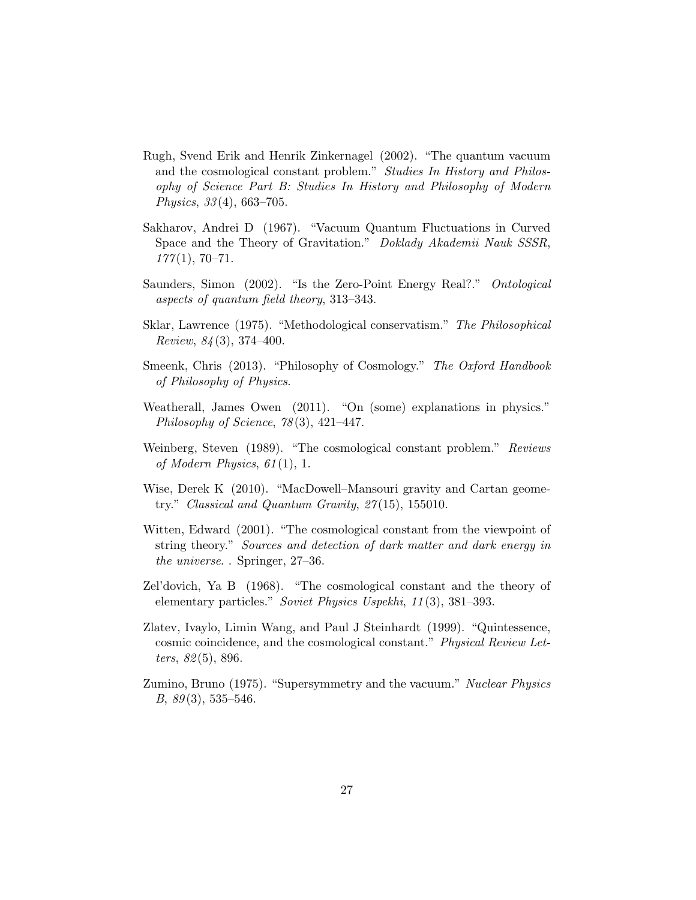Rugh, Svend Erik and Henrik Zinkernagel (2002). "The quantum vacuum and the cosmological constant problem." *Studies In History and Philosophy of Science Part B: Studies In History and Philosophy of Modern Physics*, *33*(4), 663–705.

Sakharov, Andrei D (1967). "Vacuum Quantum Fluctuations in Curved Space and the Theory of Gravitation." *Doklady Akademii Nauk SSSR*, *177*(1), 70–71.

Saunders, Simon (2002). "Is the Zero-Point Energy Real?." *Ontological aspects of quantum field theory*, 313–343.

Sklar, Lawrence (1975). "Methodological conservatism." *The Philosophical Review*, *84*(3), 374–400.

Smeenk, Chris (2013). "Philosophy of Cosmology." *The Oxford Handbook of Philosophy of Physics*.

Weatherall, James Owen (2011). "On (some) explanations in physics." *Philosophy of Science*, *78*(3), 421–447.

Weinberg, Steven (1989). "The cosmological constant problem." *Reviews of Modern Physics*, *61*(1), 1.

Wise, Derek K (2010). "MacDowell–Mansouri gravity and Cartan geometry." *Classical and Quantum Gravity*, *27*(15), 155010.

Witten, Edward (2001). "The cosmological constant from the viewpoint of string theory." *Sources and detection of dark matter and dark energy in the universe*. . Springer, 27–36.

Zel'dovich, Ya B (1968). "The cosmological constant and the theory of elementary particles." *Soviet Physics Uspekhi*, *11*(3), 381–393.

Zlatev, Ivaylo, Limin Wang, and Paul J Steinhardt (1999). "Quintessence, cosmic coincidence, and the cosmological constant." *Physical Review Letters*, *82*(5), 896.

Zumino, Bruno (1975). "Supersymmetry and the vacuum." *Nuclear Physics B*, *89*(3), 535–546.